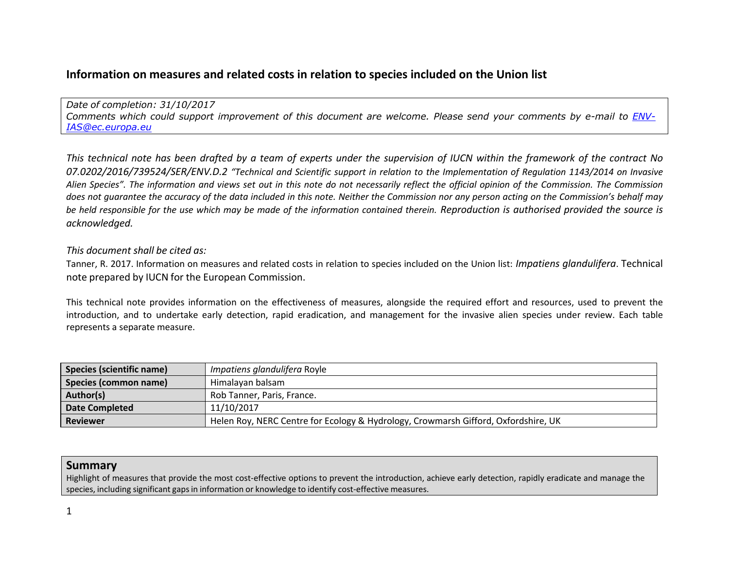# Information on measures and related costs in relation to species included on the Union list

*Date of completion: 31/10/2017*
*Comments which could support improvement of this document are welcome. Please send your comments by e-mail to [ENV-IAS@ec.europa.eu](mailto:ENV-IAS@ec.europa.eu)*

*This technical note has been drafted by a team of experts under the supervision of IUCN within the framework of the contract No 07.0202/2016/739524/SER/ENV.D.2 "Technical and Scientific support in relation to the Implementation of Regulation 1143/2014 on Invasive Alien Species". The information and views set out in this note do not necessarily reflect the official opinion of the Commission. The Commission does not guarantee the accuracy of the data included in this note. Neither the Commission nor any person acting on the Commission's behalf may be held responsible for the use which may be made of the information contained therein. Reproduction is authorised provided the source is acknowledged.*

*This document shall be cited as:*

Tanner, R. 2017. Information on measures and related costs in relation to species included on the Union list: *Impatiens glandulifera*. Technical note prepared by IUCN for the European Commission.

This technical note provides information on the effectiveness of measures, alongside the required effort and resources, used to prevent the introduction, and to undertake early detection, rapid eradication, and management for the invasive alien species under review. Each table represents a separate measure.

| | |
|---|---|
| **Species (scientific name)** | *Impatiens glandulifera* Royle |
| **Species (common name)** | Himalayan balsam |
| **Author(s)** | Rob Tanner, Paris, France. |
| **Date Completed** | 11/10/2017 |
| **Reviewer** | Helen Roy, NERC Centre for Ecology & Hydrology, Crowmarsh Gifford, Oxfordshire, UK |

## Summary

Highlight of measures that provide the most cost-effective options to prevent the introduction, achieve early detection, rapidly eradicate and manage the species, including significant gaps in information or knowledge to identify cost-effective measures.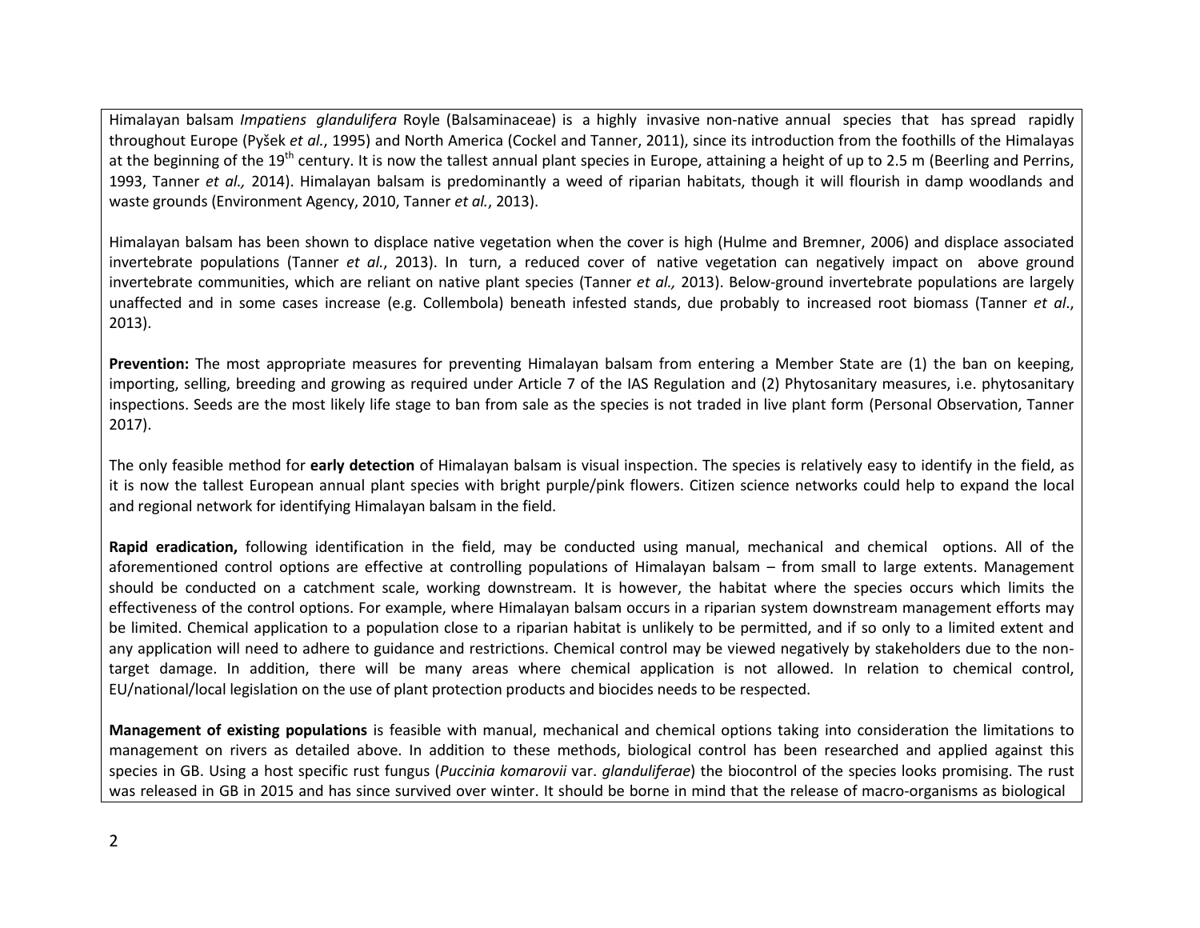Himalayan balsam *Impatiens glandulifera* Royle (Balsaminaceae) is a highly invasive non-native annual species that has spread rapidly throughout Europe (Pyšek *et al.*, 1995) and North America (Cockel and Tanner, 2011), since its introduction from the foothills of the Himalayas at the beginning of the 19th century. It is now the tallest annual plant species in Europe, attaining a height of up to 2.5 m (Beerling and Perrins, 1993, Tanner *et al.,* 2014). Himalayan balsam is predominantly a weed of riparian habitats, though it will flourish in damp woodlands and waste grounds (Environment Agency, 2010, Tanner *et al.*, 2013).

Himalayan balsam has been shown to displace native vegetation when the cover is high (Hulme and Bremner, 2006) and displace associated invertebrate populations (Tanner *et al.*, 2013). In turn, a reduced cover of native vegetation can negatively impact on above ground invertebrate communities, which are reliant on native plant species (Tanner *et al.,* 2013). Below-ground invertebrate populations are largely unaffected and in some cases increase (e.g. Collembola) beneath infested stands, due probably to increased root biomass (Tanner *et al*., 2013).

**Prevention:** The most appropriate measures for preventing Himalayan balsam from entering a Member State are (1) the ban on keeping, importing, selling, breeding and growing as required under Article 7 of the IAS Regulation and (2) Phytosanitary measures, i.e. phytosanitary inspections. Seeds are the most likely life stage to ban from sale as the species is not traded in live plant form (Personal Observation, Tanner 2017).

The only feasible method for **early detection** of Himalayan balsam is visual inspection. The species is relatively easy to identify in the field, as it is now the tallest European annual plant species with bright purple/pink flowers. Citizen science networks could help to expand the local and regional network for identifying Himalayan balsam in the field.

**Rapid eradication,** following identification in the field, may be conducted using manual, mechanical and chemical options. All of the aforementioned control options are effective at controlling populations of Himalayan balsam – from small to large extents. Management should be conducted on a catchment scale, working downstream. It is however, the habitat where the species occurs which limits the effectiveness of the control options. For example, where Himalayan balsam occurs in a riparian system downstream management efforts may be limited. Chemical application to a population close to a riparian habitat is unlikely to be permitted, and if so only to a limited extent and any application will need to adhere to guidance and restrictions. Chemical control may be viewed negatively by stakeholders due to the non-target damage. In addition, there will be many areas where chemical application is not allowed. In relation to chemical control, EU/national/local legislation on the use of plant protection products and biocides needs to be respected.

**Management of existing populations** is feasible with manual, mechanical and chemical options taking into consideration the limitations to management on rivers as detailed above. In addition to these methods, biological control has been researched and applied against this species in GB. Using a host specific rust fungus (*Puccinia komarovii* var. *glanduliferae*) the biocontrol of the species looks promising. The rust was released in GB in 2015 and has since survived over winter. It should be borne in mind that the release of macro-organisms as biological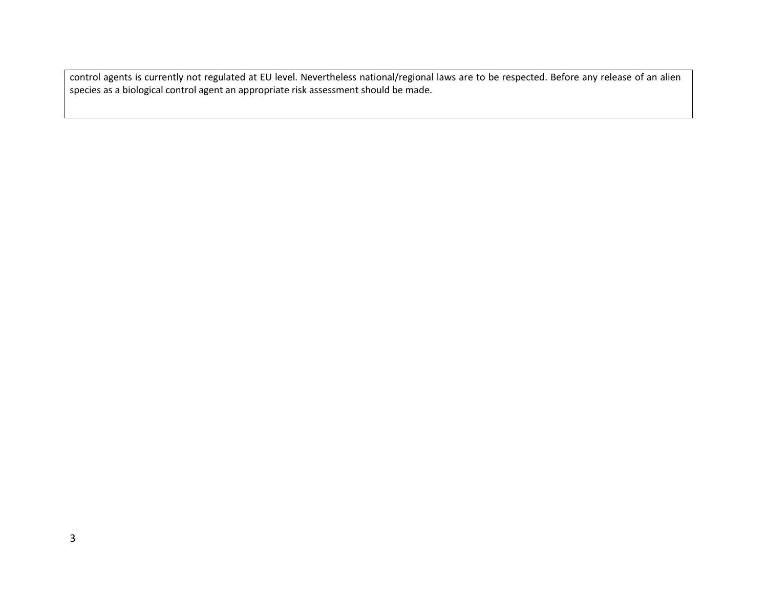control agents is currently not regulated at EU level. Nevertheless national/regional laws are to be respected. Before any release of an alien species as a biological control agent an appropriate risk assessment should be made.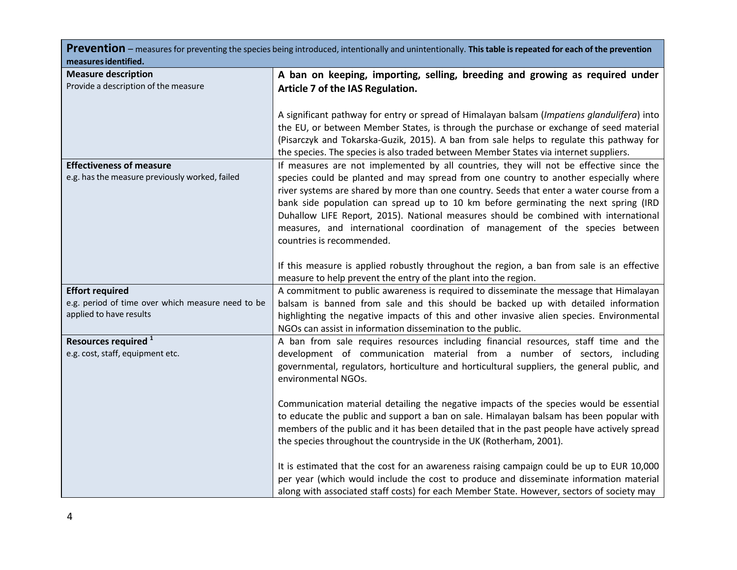| **Prevention** – measures for preventing the species being introduced, intentionally and unintentionally. **This table is repeated for each of the prevention measures identified.** | |
|---|---|
| **Measure description**<br>Provide a description of the measure | **A ban on keeping, importing, selling, breeding and growing as required under Article 7 of the IAS Regulation.**<br><br>A significant pathway for entry or spread of Himalayan balsam (*Impatiens glandulifera*) into the EU, or between Member States, is through the purchase or exchange of seed material (Pisarczyk and Tokarska-Guzik, 2015). A ban from sale helps to regulate this pathway for the species. The species is also traded between Member States via internet suppliers. |
| **Effectiveness of measure**<br>e.g. has the measure previously worked, failed | If measures are not implemented by all countries, they will not be effective since the species could be planted and may spread from one country to another especially where river systems are shared by more than one country. Seeds that enter a water course from a bank side population can spread up to 10 km before germinating the next spring (IRD Duhallow LIFE Report, 2015). National measures should be combined with international measures, and international coordination of management of the species between countries is recommended.<br><br>If this measure is applied robustly throughout the region, a ban from sale is an effective measure to help prevent the entry of the plant into the region. |
| **Effort required**<br>e.g. period of time over which measure need to be applied to have results | A commitment to public awareness is required to disseminate the message that Himalayan balsam is banned from sale and this should be backed up with detailed information highlighting the negative impacts of this and other invasive alien species. Environmental NGOs can assist in information dissemination to the public. |
| **Resources required** [1]<br>e.g. cost, staff, equipment etc. | A ban from sale requires resources including financial resources, staff time and the development of communication material from a number of sectors, including governmental, regulators, horticulture and horticultural suppliers, the general public, and environmental NGOs.<br><br>Communication material detailing the negative impacts of the species would be essential to educate the public and support a ban on sale. Himalayan balsam has been popular with members of the public and it has been detailed that in the past people have actively spread the species throughout the countryside in the UK (Rotherham, 2001).<br><br>It is estimated that the cost for an awareness raising campaign could be up to EUR 10,000 per year (which would include the cost to produce and disseminate information material along with associated staff costs) for each Member State. However, sectors of society may |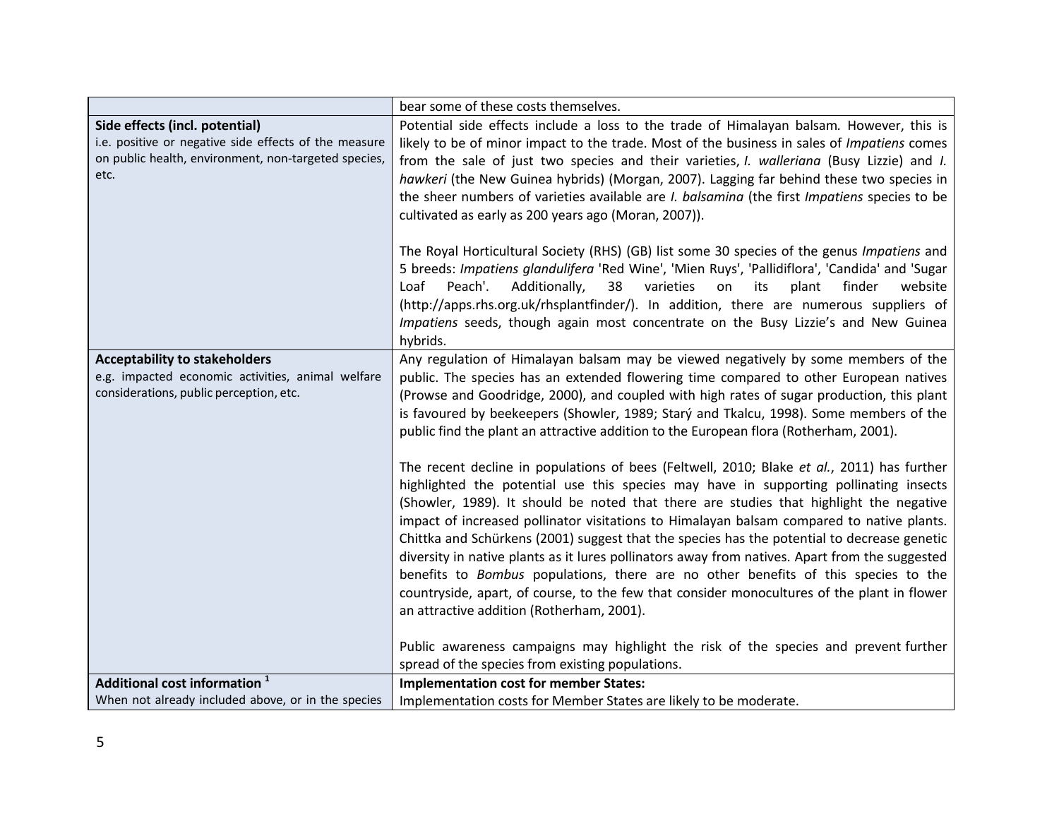| | |
|---|---|
| | bear some of these costs themselves. |
| **Side effects (incl. potential)**<br>i.e. positive or negative side effects of the measure on public health, environment, non-targeted species, etc. | Potential side effects include a loss to the trade of Himalayan balsam. However, this is likely to be of minor impact to the trade. Most of the business in sales of *Impatiens* comes from the sale of just two species and their varieties, *I. walleriana* (Busy Lizzie) and *I. hawkeri* (the New Guinea hybrids) (Morgan, 2007). Lagging far behind these two species in the sheer numbers of varieties available are *I. balsamina* (the first *Impatiens* species to be cultivated as early as 200 years ago (Moran, 2007)).<br><br>The Royal Horticultural Society (RHS) (GB) list some 30 species of the genus *Impatiens* and 5 breeds: *Impatiens glandulifera* 'Red Wine', 'Mien Ruys', 'Pallidiflora', 'Candida' and 'Sugar Loaf Peach'. Additionally, 38 varieties on its plant finder website (http://apps.rhs.org.uk/rhsplantfinder/). In addition, there are numerous suppliers of *Impatiens* seeds, though again most concentrate on the Busy Lizzie's and New Guinea hybrids. |
| **Acceptability to stakeholders**<br>e.g. impacted economic activities, animal welfare considerations, public perception, etc. | Any regulation of Himalayan balsam may be viewed negatively by some members of the public. The species has an extended flowering time compared to other European natives (Prowse and Goodridge, 2000), and coupled with high rates of sugar production, this plant is favoured by beekeepers (Showler, 1989; Starý and Tkalcu, 1998). Some members of the public find the plant an attractive addition to the European flora (Rotherham, 2001).<br><br>The recent decline in populations of bees (Feltwell, 2010; Blake *et al.*, 2011) has further highlighted the potential use this species may have in supporting pollinating insects (Showler, 1989). It should be noted that there are studies that highlight the negative impact of increased pollinator visitations to Himalayan balsam compared to native plants. Chittka and Schürkens (2001) suggest that the species has the potential to decrease genetic diversity in native plants as it lures pollinators away from natives. Apart from the suggested benefits to *Bombus* populations, there are no other benefits of this species to the countryside, apart, of course, to the few that consider monocultures of the plant in flower an attractive addition (Rotherham, 2001).<br><br>Public awareness campaigns may highlight the risk of the species and prevent further spread of the species from existing populations. |
| **Additional cost information** [1]<br>When not already included above, or in the species | **Implementation cost for member States:**<br>Implementation costs for Member States are likely to be moderate. |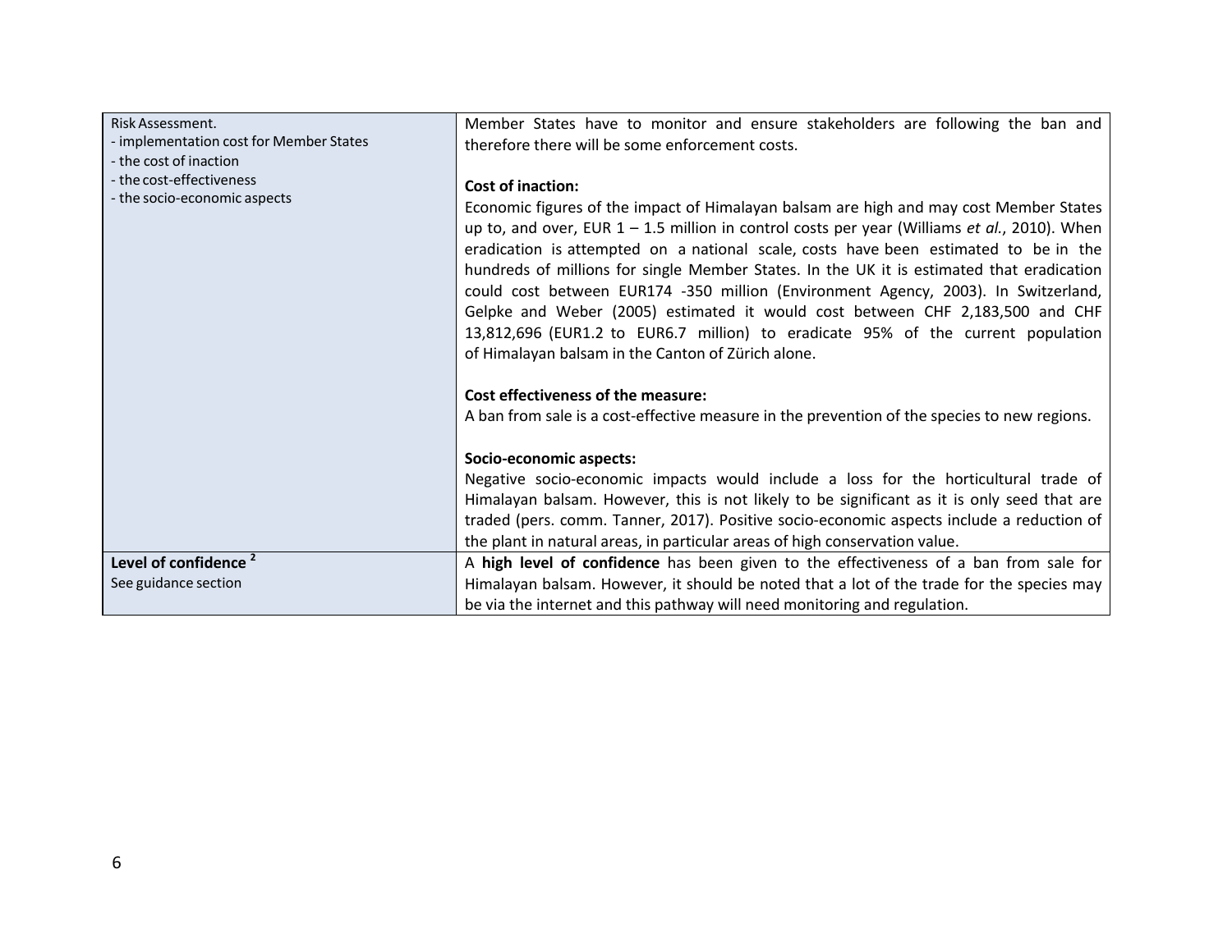| | |
|---|---|
| Risk Assessment.<br>- implementation cost for Member States<br>- the cost of inaction<br>- the cost-effectiveness<br>- the socio-economic aspects | Member States have to monitor and ensure stakeholders are following the ban and therefore there will be some enforcement costs.<br><br>**Cost of inaction:**<br>Economic figures of the impact of Himalayan balsam are high and may cost Member States up to, and over, EUR 1 – 1.5 million in control costs per year (Williams *et al.*, 2010). When eradication is attempted on a national scale, costs have been estimated to be in the hundreds of millions for single Member States. In the UK it is estimated that eradication could cost between EUR174 -350 million (Environment Agency, 2003). In Switzerland, Gelpke and Weber (2005) estimated it would cost between CHF 2,183,500 and CHF 13,812,696 (EUR1.2 to EUR6.7 million) to eradicate 95% of the current population of Himalayan balsam in the Canton of Zürich alone.<br><br>**Cost effectiveness of the measure:**<br>A ban from sale is a cost-effective measure in the prevention of the species to new regions.<br><br>**Socio-economic aspects:**<br>Negative socio-economic impacts would include a loss for the horticultural trade of Himalayan balsam. However, this is not likely to be significant as it is only seed that are traded (pers. comm. Tanner, 2017). Positive socio-economic aspects include a reduction of the plant in natural areas, in particular areas of high conservation value. |
| **Level of confidence** [2]<br>See guidance section | A **high level of confidence** has been given to the effectiveness of a ban from sale for Himalayan balsam. However, it should be noted that a lot of the trade for the species may be via the internet and this pathway will need monitoring and regulation. |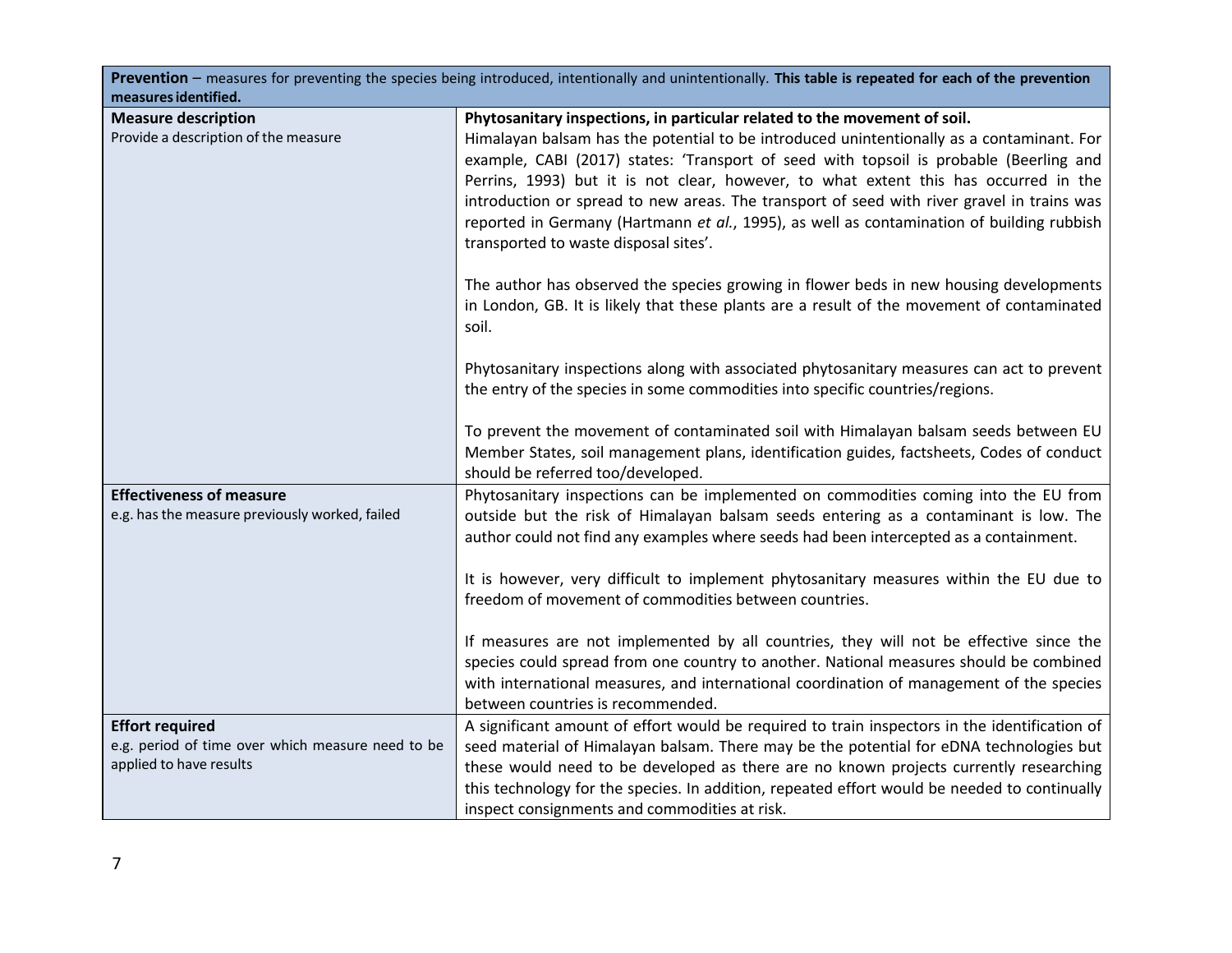| **Prevention** – measures for preventing the species being introduced, intentionally and unintentionally. **This table is repeated for each of the prevention measures identified.** | |
|---|---|
| **Measure description**<br>Provide a description of the measure | **Phytosanitary inspections, in particular related to the movement of soil.**<br>Himalayan balsam has the potential to be introduced unintentionally as a contaminant. For example, CABI (2017) states: 'Transport of seed with topsoil is probable (Beerling and Perrins, 1993) but it is not clear, however, to what extent this has occurred in the introduction or spread to new areas. The transport of seed with river gravel in trains was reported in Germany (Hartmann *et al.*, 1995), as well as contamination of building rubbish transported to waste disposal sites'.<br><br>The author has observed the species growing in flower beds in new housing developments in London, GB. It is likely that these plants are a result of the movement of contaminated soil.<br><br>Phytosanitary inspections along with associated phytosanitary measures can act to prevent the entry of the species in some commodities into specific countries/regions.<br><br>To prevent the movement of contaminated soil with Himalayan balsam seeds between EU Member States, soil management plans, identification guides, factsheets, Codes of conduct should be referred too/developed. |
| **Effectiveness of measure**<br>e.g. has the measure previously worked, failed | Phytosanitary inspections can be implemented on commodities coming into the EU from outside but the risk of Himalayan balsam seeds entering as a contaminant is low. The author could not find any examples where seeds had been intercepted as a containment.<br><br>It is however, very difficult to implement phytosanitary measures within the EU due to freedom of movement of commodities between countries.<br><br>If measures are not implemented by all countries, they will not be effective since the species could spread from one country to another. National measures should be combined with international measures, and international coordination of management of the species between countries is recommended. |
| **Effort required**<br>e.g. period of time over which measure need to be applied to have results | A significant amount of effort would be required to train inspectors in the identification of seed material of Himalayan balsam. There may be the potential for eDNA technologies but these would need to be developed as there are no known projects currently researching this technology for the species. In addition, repeated effort would be needed to continually inspect consignments and commodities at risk. |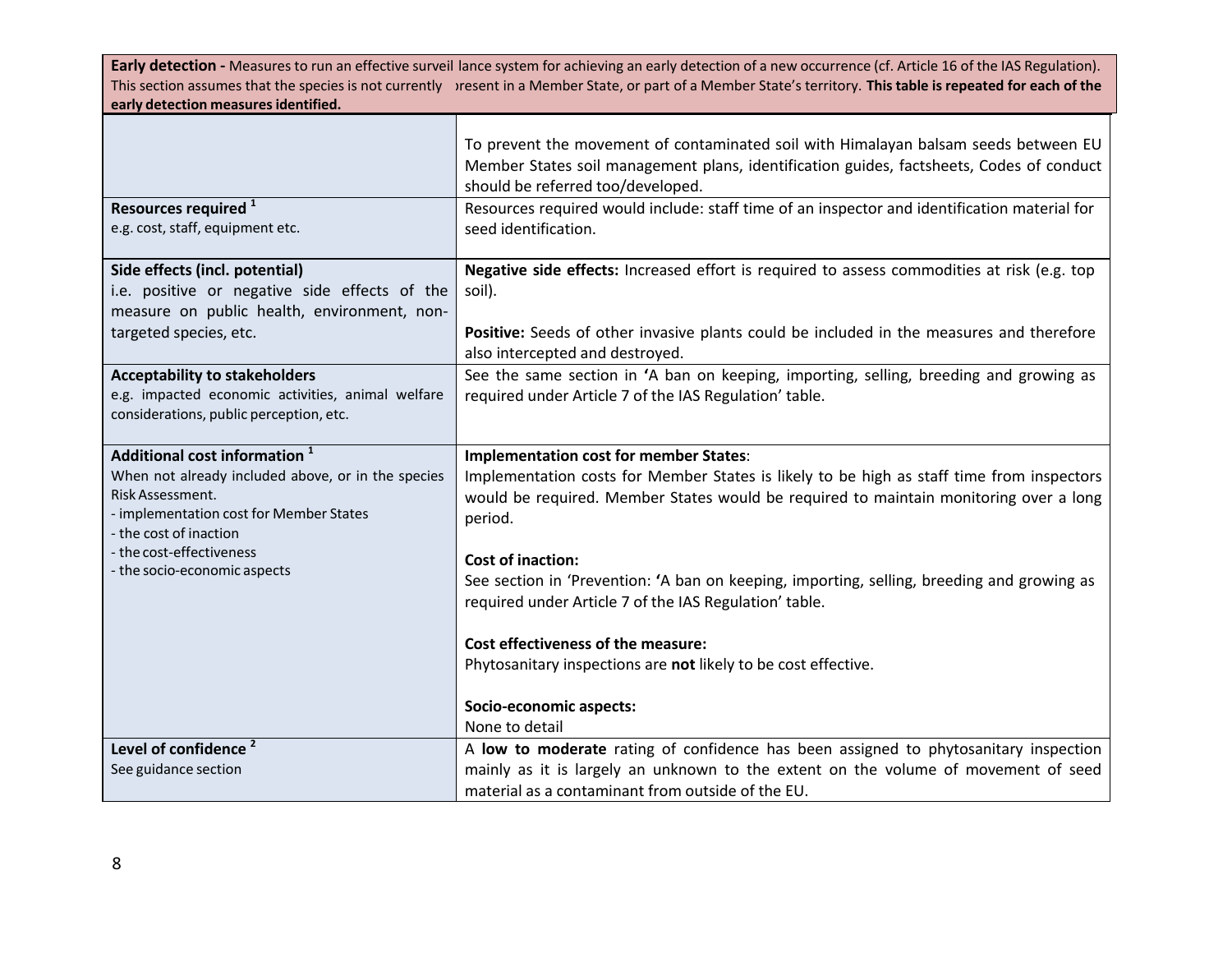**Early detection -** Measures to run an effective surveillance system for achieving an early detection of a new occurrence (cf. Article 16 of the IAS Regulation). This section assumes that the species is not currently present in a Member State, or part of a Member State's territory. **This table is repeated for each of the early detection measures identified.**

| | |
|---|---|
| | To prevent the movement of contaminated soil with Himalayan balsam seeds between EU Member States soil management plans, identification guides, factsheets, Codes of conduct should be referred too/developed. |
| **Resources required** [1]<br>e.g. cost, staff, equipment etc. | Resources required would include: staff time of an inspector and identification material for seed identification. |
| **Side effects (incl. potential)**<br>i.e. positive or negative side effects of the measure on public health, environment, non-targeted species, etc. | **Negative side effects:** Increased effort is required to assess commodities at risk (e.g. top soil).<br><br>**Positive:** Seeds of other invasive plants could be included in the measures and therefore also intercepted and destroyed. |
| **Acceptability to stakeholders**<br>e.g. impacted economic activities, animal welfare considerations, public perception, etc. | See the same section in **'**A ban on keeping, importing, selling, breeding and growing as required under Article 7 of the IAS Regulation' table. |
| **Additional cost information** [1]<br>When not already included above, or in the species Risk Assessment.<br>- implementation cost for Member States<br>- the cost of inaction<br>- the cost-effectiveness<br>- the socio-economic aspects | **Implementation cost for member States**:<br>Implementation costs for Member States is likely to be high as staff time from inspectors would be required. Member States would be required to maintain monitoring over a long period.<br><br>**Cost of inaction:**<br>See section in 'Prevention: **'**A ban on keeping, importing, selling, breeding and growing as required under Article 7 of the IAS Regulation' table.<br><br>**Cost effectiveness of the measure:**<br>Phytosanitary inspections are **not** likely to be cost effective.<br><br>**Socio-economic aspects:**<br>None to detail |
| **Level of confidence** [2]<br>See guidance section | A **low to moderate** rating of confidence has been assigned to phytosanitary inspection mainly as it is largely an unknown to the extent on the volume of movement of seed material as a contaminant from outside of the EU. |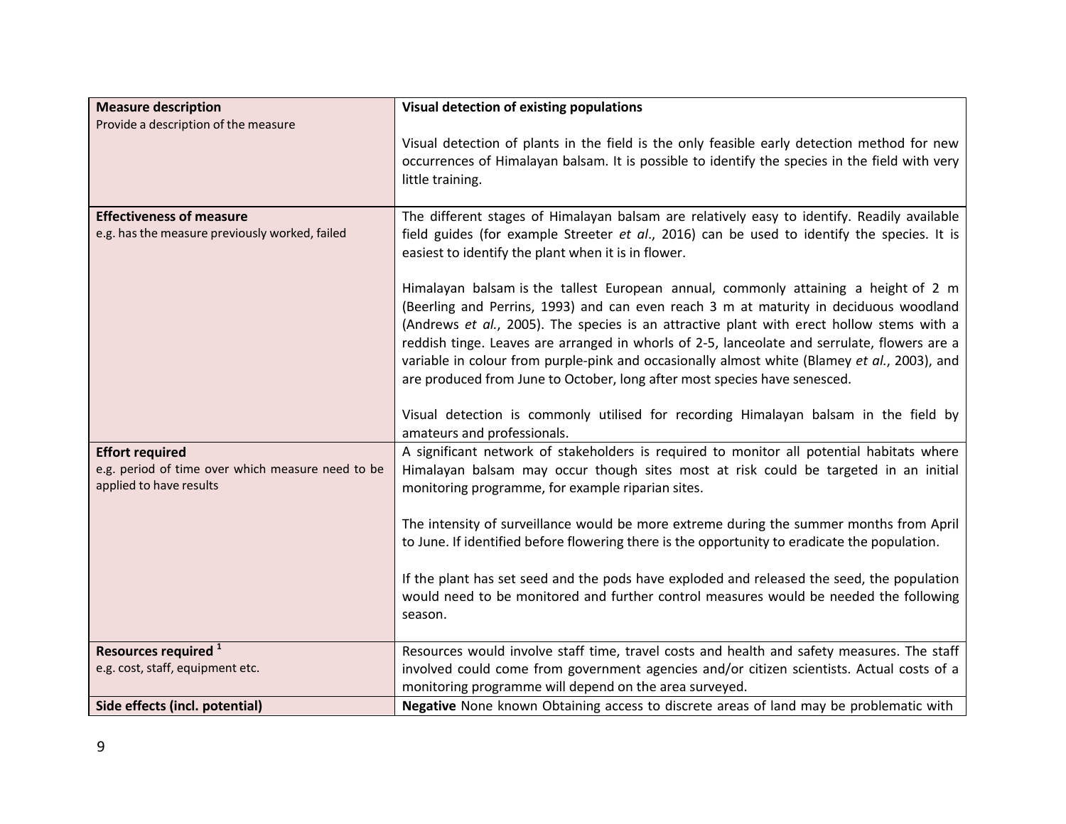| | |
|---|---|
| **Measure description**<br>Provide a description of the measure | **Visual detection of existing populations**<br><br>Visual detection of plants in the field is the only feasible early detection method for new occurrences of Himalayan balsam. It is possible to identify the species in the field with very little training. |
| **Effectiveness of measure**<br>e.g. has the measure previously worked, failed | The different stages of Himalayan balsam are relatively easy to identify. Readily available field guides (for example Streeter *et al*., 2016) can be used to identify the species. It is easiest to identify the plant when it is in flower.<br><br>Himalayan balsam is the tallest European annual, commonly attaining a height of 2 m (Beerling and Perrins, 1993) and can even reach 3 m at maturity in deciduous woodland (Andrews *et al.*, 2005). The species is an attractive plant with erect hollow stems with a reddish tinge. Leaves are arranged in whorls of 2-5, lanceolate and serrulate, flowers are a variable in colour from purple-pink and occasionally almost white (Blamey *et al.*, 2003), and are produced from June to October, long after most species have senesced.<br><br>Visual detection is commonly utilised for recording Himalayan balsam in the field by amateurs and professionals. |
| **Effort required**<br>e.g. period of time over which measure need to be applied to have results | A significant network of stakeholders is required to monitor all potential habitats where Himalayan balsam may occur though sites most at risk could be targeted in an initial monitoring programme, for example riparian sites.<br><br>The intensity of surveillance would be more extreme during the summer months from April to June. If identified before flowering there is the opportunity to eradicate the population.<br><br>If the plant has set seed and the pods have exploded and released the seed, the population would need to be monitored and further control measures would be needed the following season. |
| **Resources required** [1]<br>e.g. cost, staff, equipment etc. | Resources would involve staff time, travel costs and health and safety measures. The staff involved could come from government agencies and/or citizen scientists. Actual costs of a monitoring programme will depend on the area surveyed. |
| **Side effects (incl. potential)** | **Negative** None known Obtaining access to discrete areas of land may be problematic with |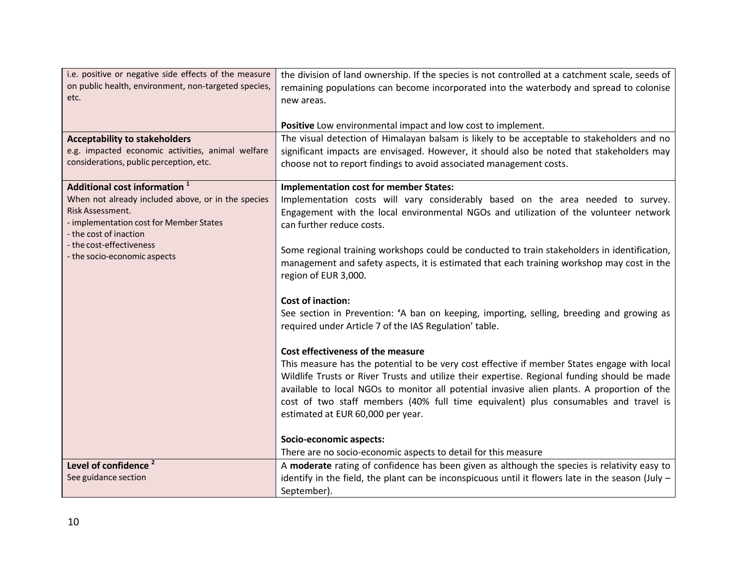| | |
|---|---|
| i.e. positive or negative side effects of the measure on public health, environment, non-targeted species, etc. | the division of land ownership. If the species is not controlled at a catchment scale, seeds of remaining populations can become incorporated into the waterbody and spread to colonise new areas.<br><br>**Positive** Low environmental impact and low cost to implement. |
| **Acceptability to stakeholders**<br>e.g. impacted economic activities, animal welfare considerations, public perception, etc. | The visual detection of Himalayan balsam is likely to be acceptable to stakeholders and no significant impacts are envisaged. However, it should also be noted that stakeholders may choose not to report findings to avoid associated management costs. |
| **Additional cost information** [1]<br>When not already included above, or in the species Risk Assessment.<br>- implementation cost for Member States<br>- the cost of inaction<br>- the cost-effectiveness<br>- the socio-economic aspects | **Implementation cost for member States:**<br>Implementation costs will vary considerably based on the area needed to survey. Engagement with the local environmental NGOs and utilization of the volunteer network can further reduce costs.<br><br>Some regional training workshops could be conducted to train stakeholders in identification, management and safety aspects, it is estimated that each training workshop may cost in the region of EUR 3,000.<br><br>**Cost of inaction:**<br>See section in Prevention: **'**A ban on keeping, importing, selling, breeding and growing as required under Article 7 of the IAS Regulation' table.<br><br>**Cost effectiveness of the measure**<br>This measure has the potential to be very cost effective if member States engage with local Wildlife Trusts or River Trusts and utilize their expertise. Regional funding should be made available to local NGOs to monitor all potential invasive alien plants. A proportion of the cost of two staff members (40% full time equivalent) plus consumables and travel is estimated at EUR 60,000 per year.<br><br>**Socio-economic aspects:**<br>There are no socio-economic aspects to detail for this measure |
| **Level of confidence** [2]<br>See guidance section | A **moderate** rating of confidence has been given as although the species is relativity easy to identify in the field, the plant can be inconspicuous until it flowers late in the season (July – September). |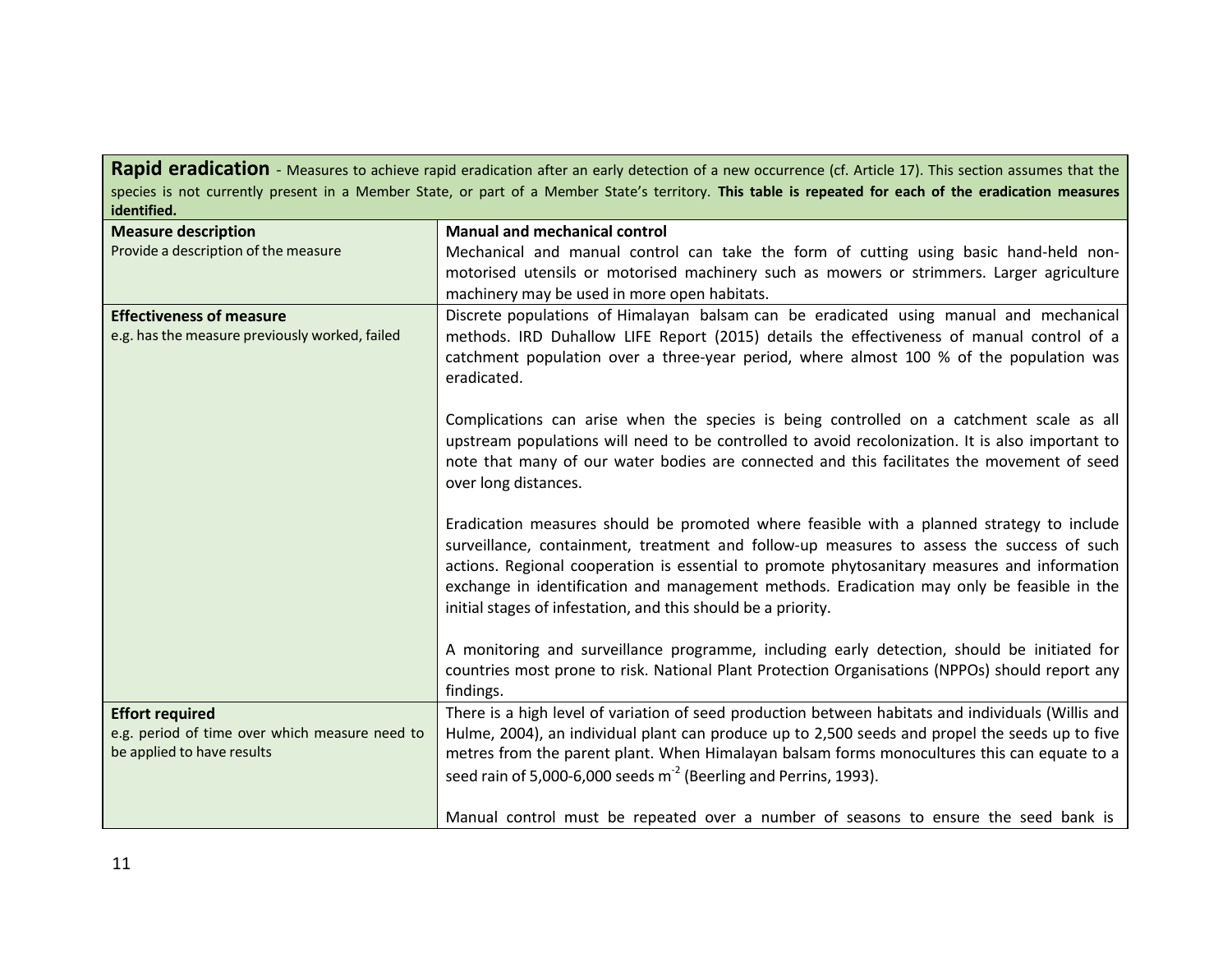| **Rapid eradication** - Measures to achieve rapid eradication after an early detection of a new occurrence (cf. Article 17). This section assumes that the species is not currently present in a Member State, or part of a Member State's territory. **This table is repeated for each of the eradication measures identified.** | |
|---|---|
| **Measure description**<br>Provide a description of the measure | **Manual and mechanical control**<br>Mechanical and manual control can take the form of cutting using basic hand-held non-motorised utensils or motorised machinery such as mowers or strimmers. Larger agriculture machinery may be used in more open habitats. |
| **Effectiveness of measure**<br>e.g. has the measure previously worked, failed | Discrete populations of Himalayan balsam can be eradicated using manual and mechanical methods. IRD Duhallow LIFE Report (2015) details the effectiveness of manual control of a catchment population over a three-year period, where almost 100 % of the population was eradicated.<br><br>Complications can arise when the species is being controlled on a catchment scale as all upstream populations will need to be controlled to avoid recolonization. It is also important to note that many of our water bodies are connected and this facilitates the movement of seed over long distances.<br><br>Eradication measures should be promoted where feasible with a planned strategy to include surveillance, containment, treatment and follow-up measures to assess the success of such actions. Regional cooperation is essential to promote phytosanitary measures and information exchange in identification and management methods. Eradication may only be feasible in the initial stages of infestation, and this should be a priority.<br><br>A monitoring and surveillance programme, including early detection, should be initiated for countries most prone to risk. National Plant Protection Organisations (NPPOs) should report any findings. |
| **Effort required**<br>e.g. period of time over which measure need to be applied to have results | There is a high level of variation of seed production between habitats and individuals (Willis and Hulme, 2004), an individual plant can produce up to 2,500 seeds and propel the seeds up to five metres from the parent plant. When Himalayan balsam forms monocultures this can equate to a seed rain of 5,000-6,000 seeds $m^{-2}$ (Beerling and Perrins, 1993).<br><br>Manual control must be repeated over a number of seasons to ensure the seed bank is |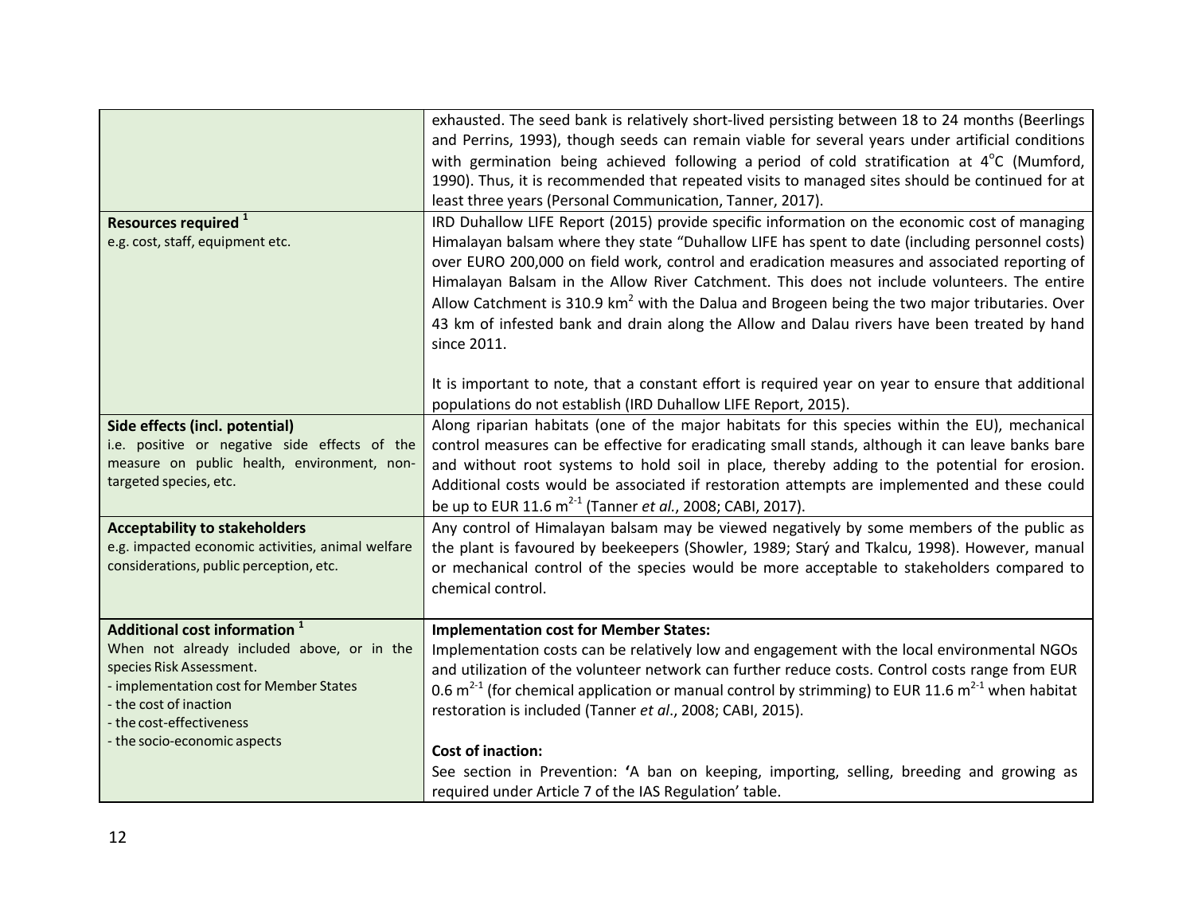| | |
|---|---|
| | exhausted. The seed bank is relatively short-lived persisting between 18 to 24 months (Beerlings and Perrins, 1993), though seeds can remain viable for several years under artificial conditions with germination being achieved following a period of cold stratification at 4°C (Mumford, 1990). Thus, it is recommended that repeated visits to managed sites should be continued for at least three years (Personal Communication, Tanner, 2017). |
| **Resources required** [1]<br>e.g. cost, staff, equipment etc. | IRD Duhallow LIFE Report (2015) provide specific information on the economic cost of managing Himalayan balsam where they state "Duhallow LIFE has spent to date (including personnel costs) over EURO 200,000 on field work, control and eradication measures and associated reporting of Himalayan Balsam in the Allow River Catchment. This does not include volunteers. The entire Allow Catchment is 310.9 km$^2$ with the Dalua and Brogeen being the two major tributaries. Over 43 km of infested bank and drain along the Allow and Dalau rivers have been treated by hand since 2011.<br><br>It is important to note, that a constant effort is required year on year to ensure that additional populations do not establish (IRD Duhallow LIFE Report, 2015). |
| **Side effects (incl. potential)**<br>i.e. positive or negative side effects of the measure on public health, environment, non-targeted species, etc. | Along riparian habitats (one of the major habitats for this species within the EU), mechanical control measures can be effective for eradicating small stands, although it can leave banks bare and without root systems to hold soil in place, thereby adding to the potential for erosion. Additional costs would be associated if restoration attempts are implemented and these could be up to EUR 11.6 m$^{2-1}$ (Tanner *et al.*, 2008; CABI, 2017). |
| **Acceptability to stakeholders**<br>e.g. impacted economic activities, animal welfare considerations, public perception, etc. | Any control of Himalayan balsam may be viewed negatively by some members of the public as the plant is favoured by beekeepers (Showler, 1989; Starý and Tkalcu, 1998). However, manual or mechanical control of the species would be more acceptable to stakeholders compared to chemical control. |
| **Additional cost information** [1]<br>When not already included above, or in the species Risk Assessment.<br>- implementation cost for Member States<br>- the cost of inaction<br>- the cost-effectiveness<br>- the socio-economic aspects | **Implementation cost for Member States:**<br>Implementation costs can be relatively low and engagement with the local environmental NGOs and utilization of the volunteer network can further reduce costs. Control costs range from EUR 0.6 m$^{2-1}$ (for chemical application or manual control by strimming) to EUR 11.6 m$^{2-1}$ when habitat restoration is included (Tanner *et al*., 2008; CABI, 2015).<br><br>**Cost of inaction:**<br>See section in Prevention: **'**A ban on keeping, importing, selling, breeding and growing as required under Article 7 of the IAS Regulation' table. |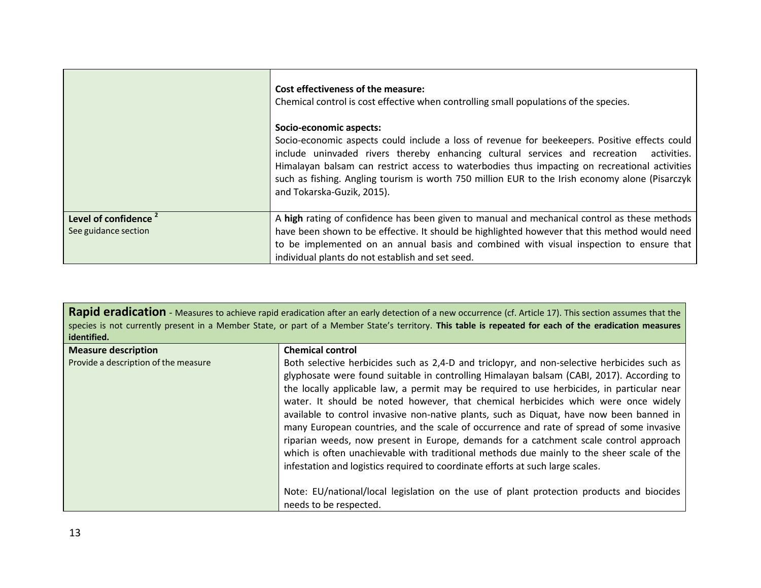| | |
|---|---|
| | **Cost effectiveness of the measure:**<br>Chemical control is cost effective when controlling small populations of the species.<br><br>**Socio-economic aspects:**<br>Socio-economic aspects could include a loss of revenue for beekeepers. Positive effects could include uninvaded rivers thereby enhancing cultural services and recreation activities. Himalayan balsam can restrict access to waterbodies thus impacting on recreational activities such as fishing. Angling tourism is worth 750 million EUR to the Irish economy alone (Pisarczyk and Tokarska-Guzik, 2015). |
| **Level of confidence** [2]<br>See guidance section | A **high** rating of confidence has been given to manual and mechanical control as these methods have been shown to be effective. It should be highlighted however that this method would need to be implemented on an annual basis and combined with visual inspection to ensure that individual plants do not establish and set seed. |

| **Rapid eradication** - Measures to achieve rapid eradication after an early detection of a new occurrence (cf. Article 17). This section assumes that the species is not currently present in a Member State, or part of a Member State's territory. **This table is repeated for each of the eradication measures identified.** | |
|---|---|
| **Measure description**<br>Provide a description of the measure | **Chemical control**<br>Both selective herbicides such as 2,4-D and triclopyr, and non-selective herbicides such as glyphosate were found suitable in controlling Himalayan balsam (CABI, 2017). According to the locally applicable law, a permit may be required to use herbicides, in particular near water. It should be noted however, that chemical herbicides which were once widely available to control invasive non-native plants, such as Diquat, have now been banned in many European countries, and the scale of occurrence and rate of spread of some invasive riparian weeds, now present in Europe, demands for a catchment scale control approach which is often unachievable with traditional methods due mainly to the sheer scale of the infestation and logistics required to coordinate efforts at such large scales.<br><br>Note: EU/national/local legislation on the use of plant protection products and biocides needs to be respected. |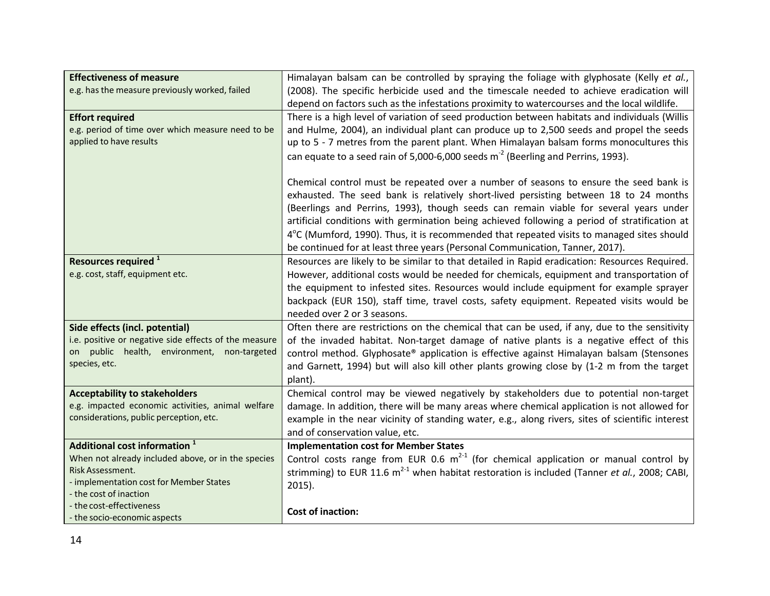| | |
|---|---|
| **Effectiveness of measure**<br>e.g. has the measure previously worked, failed | Himalayan balsam can be controlled by spraying the foliage with glyphosate (Kelly *et al.*, (2008). The specific herbicide used and the timescale needed to achieve eradication will depend on factors such as the infestations proximity to watercourses and the local wildlife. |
| **Effort required**<br>e.g. period of time over which measure need to be applied to have results | There is a high level of variation of seed production between habitats and individuals (Willis and Hulme, 2004), an individual plant can produce up to 2,500 seeds and propel the seeds up to 5 - 7 metres from the parent plant. When Himalayan balsam forms monocultures this can equate to a seed rain of 5,000-6,000 seeds $m^{-2}$ (Beerling and Perrins, 1993).<br><br>Chemical control must be repeated over a number of seasons to ensure the seed bank is exhausted. The seed bank is relatively short-lived persisting between 18 to 24 months (Beerlings and Perrins, 1993), though seeds can remain viable for several years under artificial conditions with germination being achieved following a period of stratification at 4°C (Mumford, 1990). Thus, it is recommended that repeated visits to managed sites should be continued for at least three years (Personal Communication, Tanner, 2017). |
| **Resources required** [1]<br>e.g. cost, staff, equipment etc. | Resources are likely to be similar to that detailed in Rapid eradication: Resources Required. However, additional costs would be needed for chemicals, equipment and transportation of the equipment to infested sites. Resources would include equipment for example sprayer backpack (EUR 150), staff time, travel costs, safety equipment. Repeated visits would be needed over 2 or 3 seasons. |
| **Side effects (incl. potential)**<br>i.e. positive or negative side effects of the measure on public health, environment, non-targeted species, etc. | Often there are restrictions on the chemical that can be used, if any, due to the sensitivity of the invaded habitat. Non-target damage of native plants is a negative effect of this control method. Glyphosate® application is effective against Himalayan balsam (Stensones and Garnett, 1994) but will also kill other plants growing close by (1-2 m from the target plant). |
| **Acceptability to stakeholders**<br>e.g. impacted economic activities, animal welfare considerations, public perception, etc. | Chemical control may be viewed negatively by stakeholders due to potential non-target damage. In addition, there will be many areas where chemical application is not allowed for example in the near vicinity of standing water, e.g., along rivers, sites of scientific interest and of conservation value, etc. |
| **Additional cost information** [1]<br>When not already included above, or in the species Risk Assessment.<br>- implementation cost for Member States<br>- the cost of inaction<br>- the cost-effectiveness<br>- the socio-economic aspects | **Implementation cost for Member States**<br>Control costs range from EUR 0.6 $m^{2-1}$ (for chemical application or manual control by strimming) to EUR 11.6 $m^{2-1}$ when habitat restoration is included (Tanner *et al.*, 2008; CABI, 2015).<br><br>**Cost of inaction:** |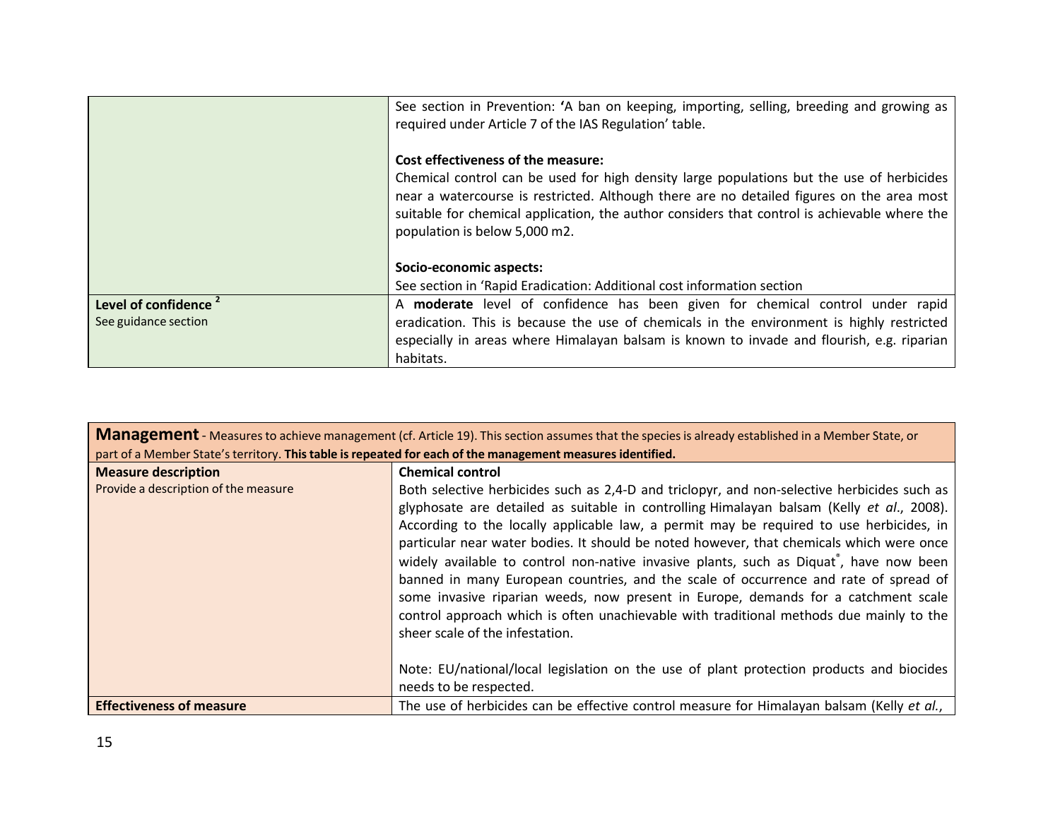| | |
|---|---|
| | See section in Prevention: **'**A ban on keeping, importing, selling, breeding and growing as required under Article 7 of the IAS Regulation' table.<br><br>**Cost effectiveness of the measure:**<br>Chemical control can be used for high density large populations but the use of herbicides near a watercourse is restricted. Although there are no detailed figures on the area most suitable for chemical application, the author considers that control is achievable where the population is below 5,000 m2.<br><br>**Socio-economic aspects:**<br>See section in 'Rapid Eradication: Additional cost information section |
| **Level of confidence [2]**<br>See guidance section | A **moderate** level of confidence has been given for chemical control under rapid eradication. This is because the use of chemicals in the environment is highly restricted especially in areas where Himalayan balsam is known to invade and flourish, e.g. riparian habitats. |

| **Management** - Measures to achieve management (cf. Article 19). This section assumes that the species is already established in a Member State, or part of a Member State's territory. **This table is repeated for each of the management measures identified.** | |
|---|---|
| **Measure description**<br>Provide a description of the measure | **Chemical control**<br>Both selective herbicides such as 2,4-D and triclopyr, and non-selective herbicides such as glyphosate are detailed as suitable in controlling Himalayan balsam (Kelly *et al*., 2008). According to the locally applicable law, a permit may be required to use herbicides, in particular near water bodies. It should be noted however, that chemicals which were once widely available to control non-native invasive plants, such as Diquat®, have now been banned in many European countries, and the scale of occurrence and rate of spread of some invasive riparian weeds, now present in Europe, demands for a catchment scale control approach which is often unachievable with traditional methods due mainly to the sheer scale of the infestation.<br><br>Note: EU/national/local legislation on the use of plant protection products and biocides needs to be respected. |
| **Effectiveness of measure** | The use of herbicides can be effective control measure for Himalayan balsam (Kelly *et al.*, |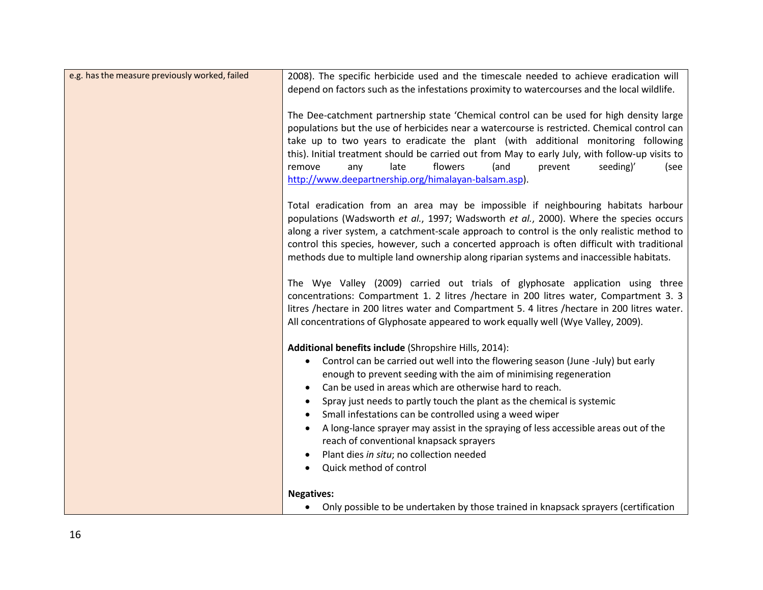| | |
|---|---|
| e.g. has the measure previously worked, failed | 2008). The specific herbicide used and the timescale needed to achieve eradication will depend on factors such as the infestations proximity to watercourses and the local wildlife.<br><br>The Dee-catchment partnership state 'Chemical control can be used for high density large populations but the use of herbicides near a watercourse is restricted. Chemical control can take up to two years to eradicate the plant (with additional monitoring following this). Initial treatment should be carried out from May to early July, with follow-up visits to remove any late flowers (and prevent seeding)' (see http://www.deepartnership.org/himalayan-balsam.asp).<br><br>Total eradication from an area may be impossible if neighbouring habitats harbour populations (Wadsworth *et al.*, 1997; Wadsworth *et al.*, 2000). Where the species occurs along a river system, a catchment-scale approach to control is the only realistic method to control this species, however, such a concerted approach is often difficult with traditional methods due to multiple land ownership along riparian systems and inaccessible habitats.<br><br>The Wye Valley (2009) carried out trials of glyphosate application using three concentrations: Compartment 1. 2 litres /hectare in 200 litres water, Compartment 3. 3 litres /hectare in 200 litres water and Compartment 5. 4 litres /hectare in 200 litres water. All concentrations of Glyphosate appeared to work equally well (Wye Valley, 2009).<br><br>**Additional benefits include** (Shropshire Hills, 2014):<br>• Control can be carried out well into the flowering season (June -July) but early enough to prevent seeding with the aim of minimising regeneration<br>• Can be used in areas which are otherwise hard to reach.<br>• Spray just needs to partly touch the plant as the chemical is systemic<br>• Small infestations can be controlled using a weed wiper<br>• A long-lance sprayer may assist in the spraying of less accessible areas out of the reach of conventional knapsack sprayers<br>• Plant dies *in situ*; no collection needed<br>• Quick method of control<br><br>**Negatives:**<br>• Only possible to be undertaken by those trained in knapsack sprayers (certification |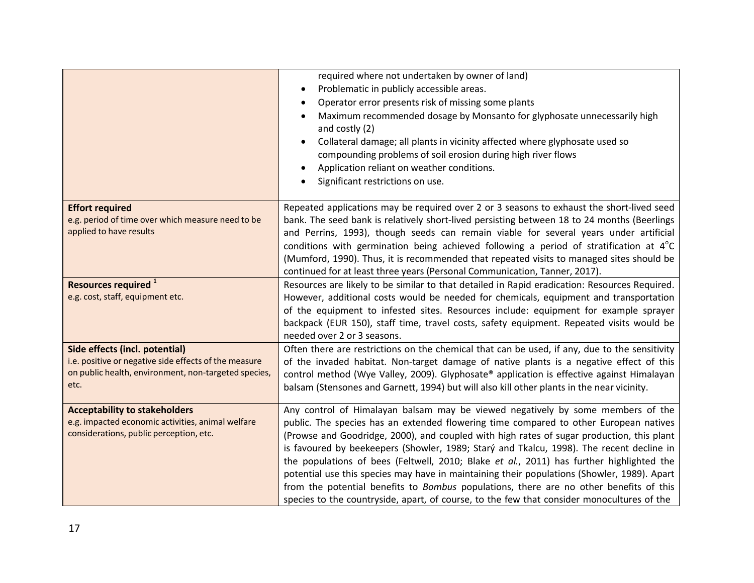| | |
|---|---|
| | required where not undertaken by owner of land)<br>• Problematic in publicly accessible areas.<br>• Operator error presents risk of missing some plants<br>• Maximum recommended dosage by Monsanto for glyphosate unnecessarily high and costly (2)<br>• Collateral damage; all plants in vicinity affected where glyphosate used so compounding problems of soil erosion during high river flows<br>• Application reliant on weather conditions.<br>• Significant restrictions on use. |
| **Effort required**<br>e.g. period of time over which measure need to be applied to have results | Repeated applications may be required over 2 or 3 seasons to exhaust the short-lived seed bank. The seed bank is relatively short-lived persisting between 18 to 24 months (Beerlings and Perrins, 1993), though seeds can remain viable for several years under artificial conditions with germination being achieved following a period of stratification at 4°C (Mumford, 1990). Thus, it is recommended that repeated visits to managed sites should be continued for at least three years (Personal Communication, Tanner, 2017). |
| **Resources required** [1]<br>e.g. cost, staff, equipment etc. | Resources are likely to be similar to that detailed in Rapid eradication: Resources Required. However, additional costs would be needed for chemicals, equipment and transportation of the equipment to infested sites. Resources include: equipment for example sprayer backpack (EUR 150), staff time, travel costs, safety equipment. Repeated visits would be needed over 2 or 3 seasons. |
| **Side effects (incl. potential)**<br>i.e. positive or negative side effects of the measure on public health, environment, non-targeted species, etc. | Often there are restrictions on the chemical that can be used, if any, due to the sensitivity of the invaded habitat. Non-target damage of native plants is a negative effect of this control method (Wye Valley, 2009). Glyphosate® application is effective against Himalayan balsam (Stensones and Garnett, 1994) but will also kill other plants in the near vicinity. |
| **Acceptability to stakeholders**<br>e.g. impacted economic activities, animal welfare considerations, public perception, etc. | Any control of Himalayan balsam may be viewed negatively by some members of the public. The species has an extended flowering time compared to other European natives (Prowse and Goodridge, 2000), and coupled with high rates of sugar production, this plant is favoured by beekeepers (Showler, 1989; Starý and Tkalcu, 1998). The recent decline in the populations of bees (Feltwell, 2010; Blake *et al.*, 2011) has further highlighted the potential use this species may have in maintaining their populations (Showler, 1989). Apart from the potential benefits to *Bombus* populations, there are no other benefits of this species to the countryside, apart, of course, to the few that consider monocultures of the |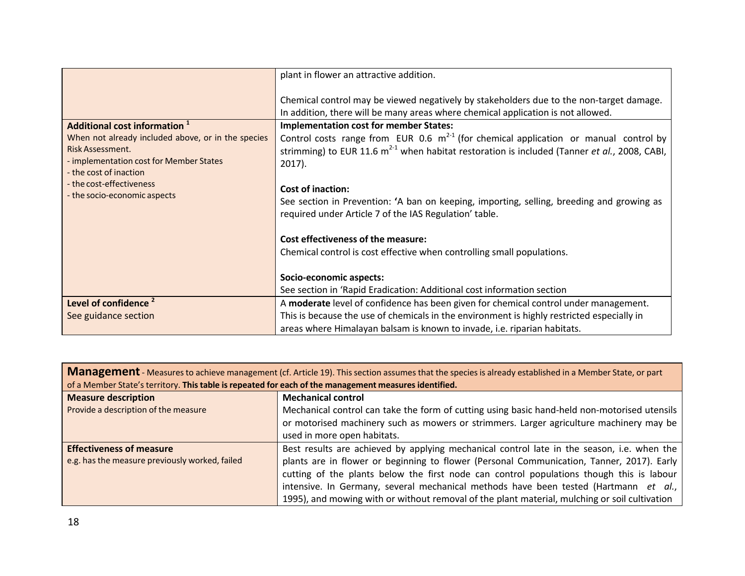| | |
|---|---|
| | plant in flower an attractive addition.<br><br>Chemical control may be viewed negatively by stakeholders due to the non-target damage. In addition, there will be many areas where chemical application is not allowed. |
| **Additional cost information** [1]<br>When not already included above, or in the species Risk Assessment.<br>- implementation cost for Member States<br>- the cost of inaction<br>- the cost-effectiveness<br>- the socio-economic aspects | **Implementation cost for member States:**<br>Control costs range from EUR 0.6 $m^{2-1}$ (for chemical application or manual control by strimming) to EUR 11.6 $m^{2-1}$ when habitat restoration is included (Tanner *et al.*, 2008, CABI, 2017).<br><br>**Cost of inaction:**<br>See section in Prevention: **'**A ban on keeping, importing, selling, breeding and growing as required under Article 7 of the IAS Regulation' table.<br><br>**Cost effectiveness of the measure:**<br>Chemical control is cost effective when controlling small populations.<br><br>**Socio-economic aspects:**<br>See section in 'Rapid Eradication: Additional cost information section |
| **Level of confidence** [2]<br>See guidance section | A **moderate** level of confidence has been given for chemical control under management. This is because the use of chemicals in the environment is highly restricted especially in areas where Himalayan balsam is known to invade, i.e. riparian habitats. |

| **Management** - Measures to achieve management (cf. Article 19). This section assumes that the species is already established in a Member State, or part of a Member State's territory. **This table is repeated for each of the management measures identified.** | |
|---|---|
| **Measure description**<br>Provide a description of the measure | **Mechanical control**<br>Mechanical control can take the form of cutting using basic hand-held non-motorised utensils or motorised machinery such as mowers or strimmers. Larger agriculture machinery may be used in more open habitats. |
| **Effectiveness of measure**<br>e.g. has the measure previously worked, failed | Best results are achieved by applying mechanical control late in the season, i.e. when the plants are in flower or beginning to flower (Personal Communication, Tanner, 2017). Early cutting of the plants below the first node can control populations though this is labour intensive. In Germany, several mechanical methods have been tested (Hartmann *et al.*, 1995), and mowing with or without removal of the plant material, mulching or soil cultivation |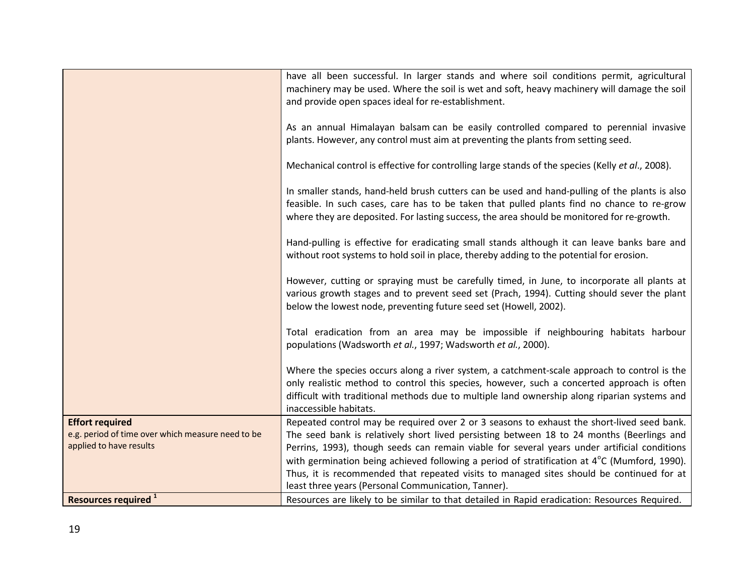| | |
|---|---|
| | have all been successful. In larger stands and where soil conditions permit, agricultural machinery may be used. Where the soil is wet and soft, heavy machinery will damage the soil and provide open spaces ideal for re-establishment.<br><br>As an annual Himalayan balsam can be easily controlled compared to perennial invasive plants. However, any control must aim at preventing the plants from setting seed.<br><br>Mechanical control is effective for controlling large stands of the species (Kelly *et al*., 2008).<br><br>In smaller stands, hand-held brush cutters can be used and hand-pulling of the plants is also feasible. In such cases, care has to be taken that pulled plants find no chance to re-grow where they are deposited. For lasting success, the area should be monitored for re-growth.<br><br>Hand-pulling is effective for eradicating small stands although it can leave banks bare and without root systems to hold soil in place, thereby adding to the potential for erosion.<br><br>However, cutting or spraying must be carefully timed, in June, to incorporate all plants at various growth stages and to prevent seed set (Prach, 1994). Cutting should sever the plant below the lowest node, preventing future seed set (Howell, 2002).<br><br>Total eradication from an area may be impossible if neighbouring habitats harbour populations (Wadsworth *et al*., 1997; Wadsworth *et al*., 2000).<br><br>Where the species occurs along a river system, a catchment-scale approach to control is the only realistic method to control this species, however, such a concerted approach is often difficult with traditional methods due to multiple land ownership along riparian systems and inaccessible habitats. |
| **Effort required**<br>e.g. period of time over which measure need to be applied to have results | Repeated control may be required over 2 or 3 seasons to exhaust the short-lived seed bank. The seed bank is relatively short lived persisting between 18 to 24 months (Beerlings and Perrins, 1993), though seeds can remain viable for several years under artificial conditions with germination being achieved following a period of stratification at 4°C (Mumford, 1990). Thus, it is recommended that repeated visits to managed sites should be continued for at least three years (Personal Communication, Tanner). |
| **Resources required** [1] | Resources are likely to be similar to that detailed in Rapid eradication: Resources Required. |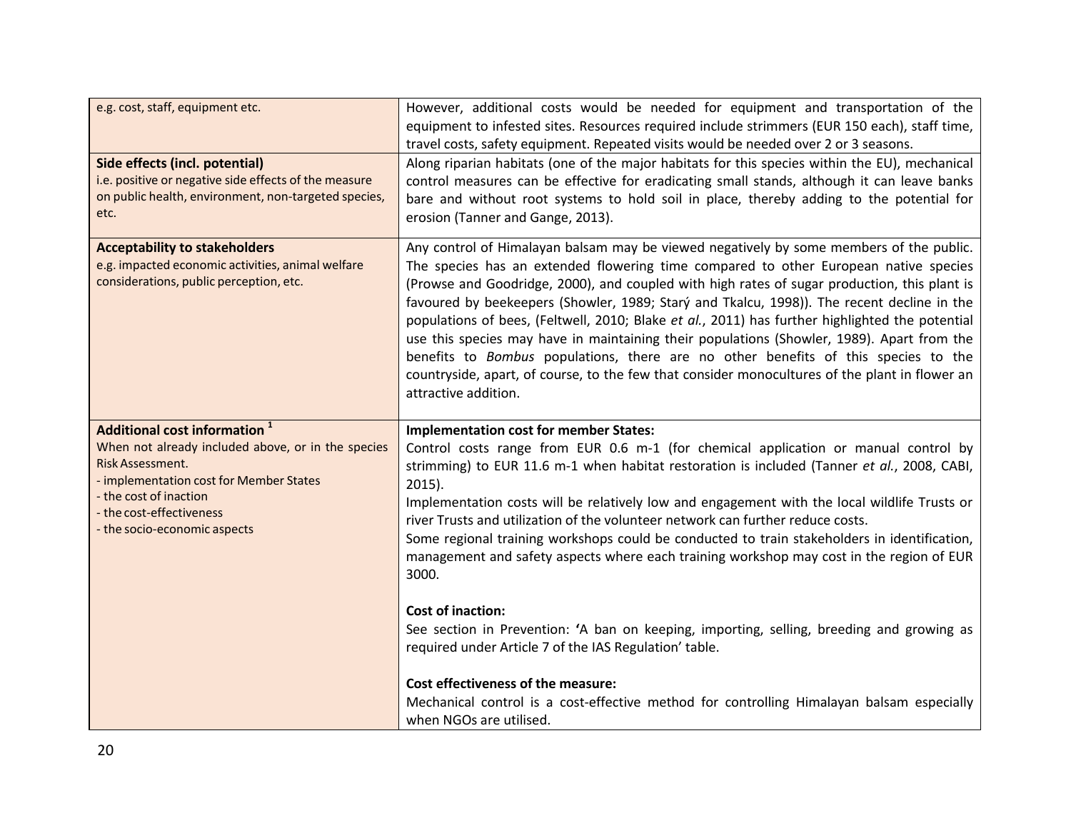| | |
|---|---|
| e.g. cost, staff, equipment etc. | However, additional costs would be needed for equipment and transportation of the equipment to infested sites. Resources required include strimmers (EUR 150 each), staff time, travel costs, safety equipment. Repeated visits would be needed over 2 or 3 seasons. |
| **Side effects (incl. potential)**<br>i.e. positive or negative side effects of the measure on public health, environment, non-targeted species, etc. | Along riparian habitats (one of the major habitats for this species within the EU), mechanical control measures can be effective for eradicating small stands, although it can leave banks bare and without root systems to hold soil in place, thereby adding to the potential for erosion (Tanner and Gange, 2013). |
| **Acceptability to stakeholders**<br>e.g. impacted economic activities, animal welfare considerations, public perception, etc. | Any control of Himalayan balsam may be viewed negatively by some members of the public. The species has an extended flowering time compared to other European native species (Prowse and Goodridge, 2000), and coupled with high rates of sugar production, this plant is favoured by beekeepers (Showler, 1989; Starý and Tkalcu, 1998)). The recent decline in the populations of bees, (Feltwell, 2010; Blake *et al.*, 2011) has further highlighted the potential use this species may have in maintaining their populations (Showler, 1989). Apart from the benefits to *Bombus* populations, there are no other benefits of this species to the countryside, apart, of course, to the few that consider monocultures of the plant in flower an attractive addition. |
| **Additional cost information** [1]<br>When not already included above, or in the species Risk Assessment.<br>- implementation cost for Member States<br>- the cost of inaction<br>- the cost-effectiveness<br>- the socio-economic aspects | **Implementation cost for member States:**<br>Control costs range from EUR 0.6 m-1 (for chemical application or manual control by strimming) to EUR 11.6 m-1 when habitat restoration is included (Tanner *et al.*, 2008, CABI, 2015).<br>Implementation costs will be relatively low and engagement with the local wildlife Trusts or river Trusts and utilization of the volunteer network can further reduce costs.<br>Some regional training workshops could be conducted to train stakeholders in identification, management and safety aspects where each training workshop may cost in the region of EUR 3000.<br><br>**Cost of inaction:**<br>See section in Prevention: **'**A ban on keeping, importing, selling, breeding and growing as required under Article 7 of the IAS Regulation' table.<br><br>**Cost effectiveness of the measure:**<br>Mechanical control is a cost-effective method for controlling Himalayan balsam especially when NGOs are utilised. |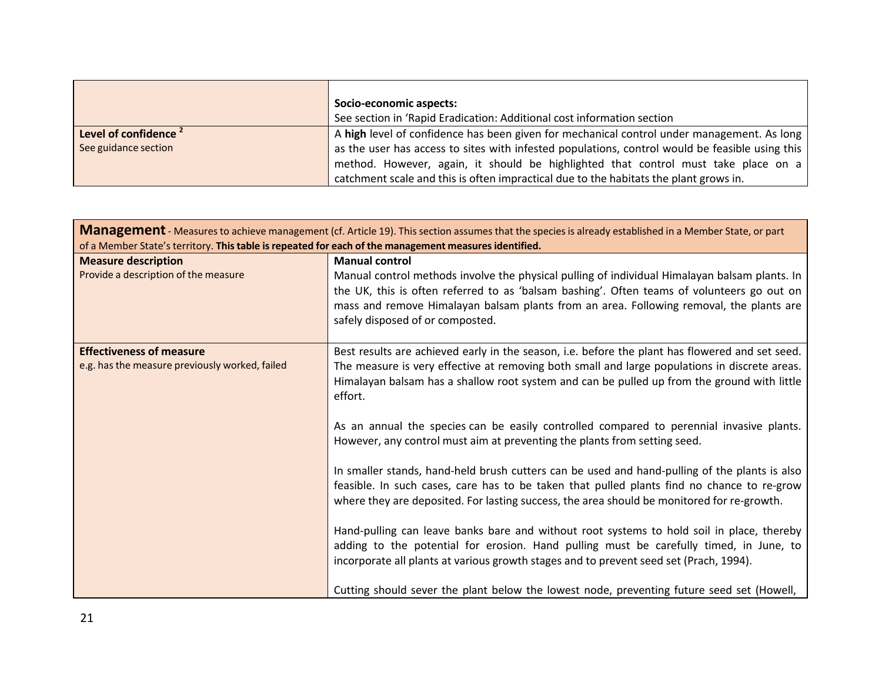| | |
|---|---|
| | **Socio-economic aspects:**<br>See section in 'Rapid Eradication: Additional cost information section |
| **Level of confidence** [2]<br>See guidance section | A **high** level of confidence has been given for mechanical control under management. As long as the user has access to sites with infested populations, control would be feasible using this method. However, again, it should be highlighted that control must take place on a catchment scale and this is often impractical due to the habitats the plant grows in. |

| **Management** - Measures to achieve management (cf. Article 19). This section assumes that the species is already established in a Member State, or part of a Member State's territory. **This table is repeated for each of the management measures identified.** | |
|---|---|
| **Measure description**<br>Provide a description of the measure | **Manual control**<br>Manual control methods involve the physical pulling of individual Himalayan balsam plants. In the UK, this is often referred to as 'balsam bashing'. Often teams of volunteers go out on mass and remove Himalayan balsam plants from an area. Following removal, the plants are safely disposed of or composted. |
| **Effectiveness of measure**<br>e.g. has the measure previously worked, failed | Best results are achieved early in the season, i.e. before the plant has flowered and set seed. The measure is very effective at removing both small and large populations in discrete areas. Himalayan balsam has a shallow root system and can be pulled up from the ground with little effort.<br><br>As an annual the species can be easily controlled compared to perennial invasive plants. However, any control must aim at preventing the plants from setting seed.<br><br>In smaller stands, hand-held brush cutters can be used and hand-pulling of the plants is also feasible. In such cases, care has to be taken that pulled plants find no chance to re-grow where they are deposited. For lasting success, the area should be monitored for re-growth.<br><br>Hand-pulling can leave banks bare and without root systems to hold soil in place, thereby adding to the potential for erosion. Hand pulling must be carefully timed, in June, to incorporate all plants at various growth stages and to prevent seed set (Prach, 1994).<br><br>Cutting should sever the plant below the lowest node, preventing future seed set (Howell, |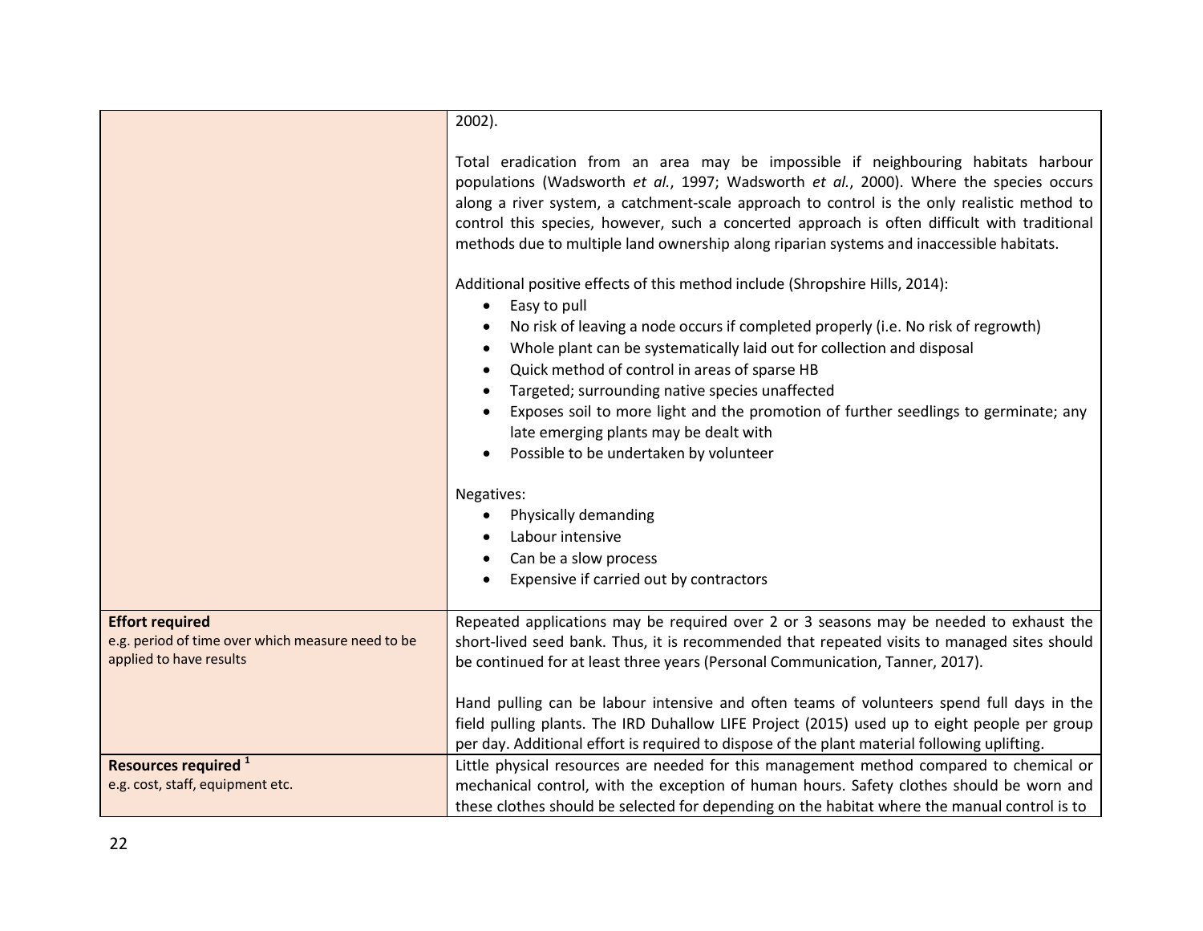| | |
|---|---|
| | 2002).<br><br>Total eradication from an area may be impossible if neighbouring habitats harbour populations (Wadsworth *et al.*, 1997; Wadsworth *et al.*, 2000). Where the species occurs along a river system, a catchment-scale approach to control is the only realistic method to control this species, however, such a concerted approach is often difficult with traditional methods due to multiple land ownership along riparian systems and inaccessible habitats.<br><br>Additional positive effects of this method include (Shropshire Hills, 2014):<br>• Easy to pull<br>• No risk of leaving a node occurs if completed properly (i.e. No risk of regrowth)<br>• Whole plant can be systematically laid out for collection and disposal<br>• Quick method of control in areas of sparse HB<br>• Targeted; surrounding native species unaffected<br>• Exposes soil to more light and the promotion of further seedlings to germinate; any late emerging plants may be dealt with<br>• Possible to be undertaken by volunteer<br><br>Negatives:<br>• Physically demanding<br>• Labour intensive<br>• Can be a slow process<br>• Expensive if carried out by contractors |
| **Effort required**<br>e.g. period of time over which measure need to be applied to have results | Repeated applications may be required over 2 or 3 seasons may be needed to exhaust the short-lived seed bank. Thus, it is recommended that repeated visits to managed sites should be continued for at least three years (Personal Communication, Tanner, 2017).<br><br>Hand pulling can be labour intensive and often teams of volunteers spend full days in the field pulling plants. The IRD Duhallow LIFE Project (2015) used up to eight people per group per day. Additional effort is required to dispose of the plant material following uplifting. |
| **Resources required** [1]<br>e.g. cost, staff, equipment etc. | Little physical resources are needed for this management method compared to chemical or mechanical control, with the exception of human hours. Safety clothes should be worn and these clothes should be selected for depending on the habitat where the manual control is to |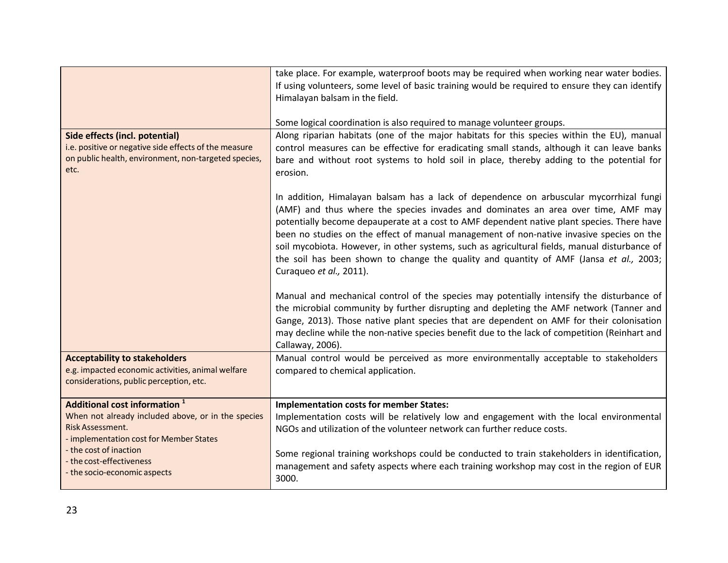| | |
|---|---|
| | take place. For example, waterproof boots may be required when working near water bodies. If using volunteers, some level of basic training would be required to ensure they can identify Himalayan balsam in the field.<br><br>Some logical coordination is also required to manage volunteer groups. |
| **Side effects (incl. potential)**<br>i.e. positive or negative side effects of the measure on public health, environment, non-targeted species, etc. | Along riparian habitats (one of the major habitats for this species within the EU), manual control measures can be effective for eradicating small stands, although it can leave banks bare and without root systems to hold soil in place, thereby adding to the potential for erosion.<br><br>In addition, Himalayan balsam has a lack of dependence on arbuscular mycorrhizal fungi (AMF) and thus where the species invades and dominates an area over time, AMF may potentially become depauperate at a cost to AMF dependent native plant species. There have been no studies on the effect of manual management of non-native invasive species on the soil mycobiota. However, in other systems, such as agricultural fields, manual disturbance of the soil has been shown to change the quality and quantity of AMF (Jansa *et al.,* 2003; Curaqueo *et al.,* 2011).<br><br>Manual and mechanical control of the species may potentially intensify the disturbance of the microbial community by further disrupting and depleting the AMF network (Tanner and Gange, 2013). Those native plant species that are dependent on AMF for their colonisation may decline while the non-native species benefit due to the lack of competition (Reinhart and Callaway, 2006). |
| **Acceptability to stakeholders**<br>e.g. impacted economic activities, animal welfare considerations, public perception, etc. | Manual control would be perceived as more environmentally acceptable to stakeholders compared to chemical application. |
| **Additional cost information** [1]<br>When not already included above, or in the species Risk Assessment.<br>- implementation cost for Member States<br>- the cost of inaction<br>- the cost-effectiveness<br>- the socio-economic aspects | **Implementation costs for member States:**<br>Implementation costs will be relatively low and engagement with the local environmental NGOs and utilization of the volunteer network can further reduce costs.<br><br>Some regional training workshops could be conducted to train stakeholders in identification, management and safety aspects where each training workshop may cost in the region of EUR 3000. |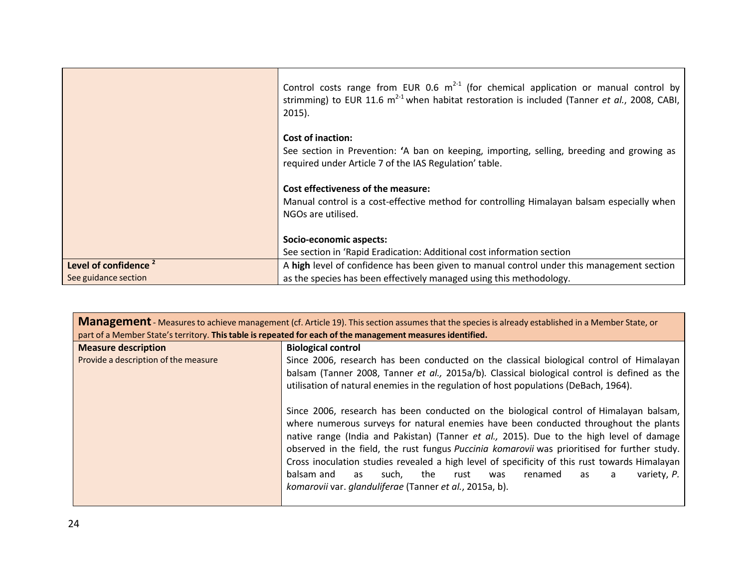| | |
|---|---|
| | Control costs range from EUR 0.6 $m^{2-1}$ (for chemical application or manual control by strimming) to EUR 11.6 $m^{2-1}$ when habitat restoration is included (Tanner *et al.*, 2008, CABI, 2015).<br><br>**Cost of inaction:**<br>See section in Prevention: **'**A ban on keeping, importing, selling, breeding and growing as required under Article 7 of the IAS Regulation' table.<br><br>**Cost effectiveness of the measure:**<br>Manual control is a cost-effective method for controlling Himalayan balsam especially when NGOs are utilised.<br><br>**Socio-economic aspects:**<br>See section in 'Rapid Eradication: Additional cost information section |
| **Level of confidence** [2]<br>See guidance section | A **high** level of confidence has been given to manual control under this management section as the species has been effectively managed using this methodology. |

| **Management** - Measures to achieve management (cf. Article 19). This section assumes that the species is already established in a Member State, or part of a Member State's territory. **This table is repeated for each of the management measures identified.** | |
|---|---|
| **Measure description**<br>Provide a description of the measure | **Biological control**<br>Since 2006, research has been conducted on the classical biological control of Himalayan balsam (Tanner 2008, Tanner *et al.,* 2015a/b). Classical biological control is defined as the utilisation of natural enemies in the regulation of host populations (DeBach, 1964).<br><br>Since 2006, research has been conducted on the biological control of Himalayan balsam, where numerous surveys for natural enemies have been conducted throughout the plants native range (India and Pakistan) (Tanner *et al.,* 2015). Due to the high level of damage observed in the field, the rust fungus *Puccinia komarovii* was prioritised for further study. Cross inoculation studies revealed a high level of specificity of this rust towards Himalayan balsam and as such, the rust was renamed as a variety, *P. komarovii* var. *glanduliferae* (Tanner *et al.*, 2015a, b). |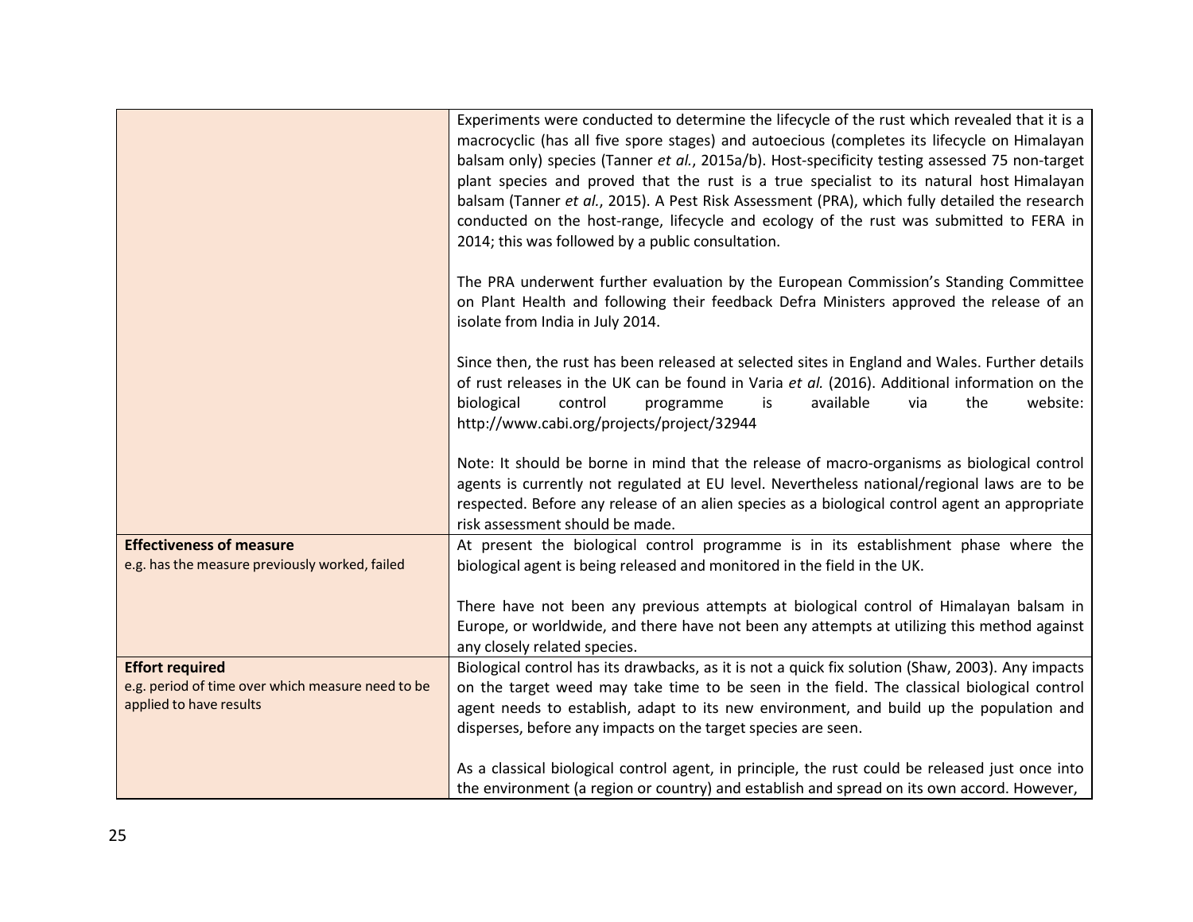| | |
|---|---|
| | Experiments were conducted to determine the lifecycle of the rust which revealed that it is a macrocyclic (has all five spore stages) and autoecious (completes its lifecycle on Himalayan balsam only) species (Tanner *et al.*, 2015a/b). Host-specificity testing assessed 75 non-target plant species and proved that the rust is a true specialist to its natural host Himalayan balsam (Tanner *et al.*, 2015). A Pest Risk Assessment (PRA), which fully detailed the research conducted on the host-range, lifecycle and ecology of the rust was submitted to FERA in 2014; this was followed by a public consultation.<br><br>The PRA underwent further evaluation by the European Commission's Standing Committee on Plant Health and following their feedback Defra Ministers approved the release of an isolate from India in July 2014.<br><br>Since then, the rust has been released at selected sites in England and Wales. Further details of rust releases in the UK can be found in Varia *et al.* (2016). Additional information on the biological control programme is available via the website: http://www.cabi.org/projects/project/32944<br><br>Note: It should be borne in mind that the release of macro-organisms as biological control agents is currently not regulated at EU level. Nevertheless national/regional laws are to be respected. Before any release of an alien species as a biological control agent an appropriate risk assessment should be made. |
| **Effectiveness of measure**<br>e.g. has the measure previously worked, failed | At present the biological control programme is in its establishment phase where the biological agent is being released and monitored in the field in the UK.<br><br>There have not been any previous attempts at biological control of Himalayan balsam in Europe, or worldwide, and there have not been any attempts at utilizing this method against any closely related species. |
| **Effort required**<br>e.g. period of time over which measure need to be applied to have results | Biological control has its drawbacks, as it is not a quick fix solution (Shaw, 2003). Any impacts on the target weed may take time to be seen in the field. The classical biological control agent needs to establish, adapt to its new environment, and build up the population and disperses, before any impacts on the target species are seen.<br><br>As a classical biological control agent, in principle, the rust could be released just once into the environment (a region or country) and establish and spread on its own accord. However, |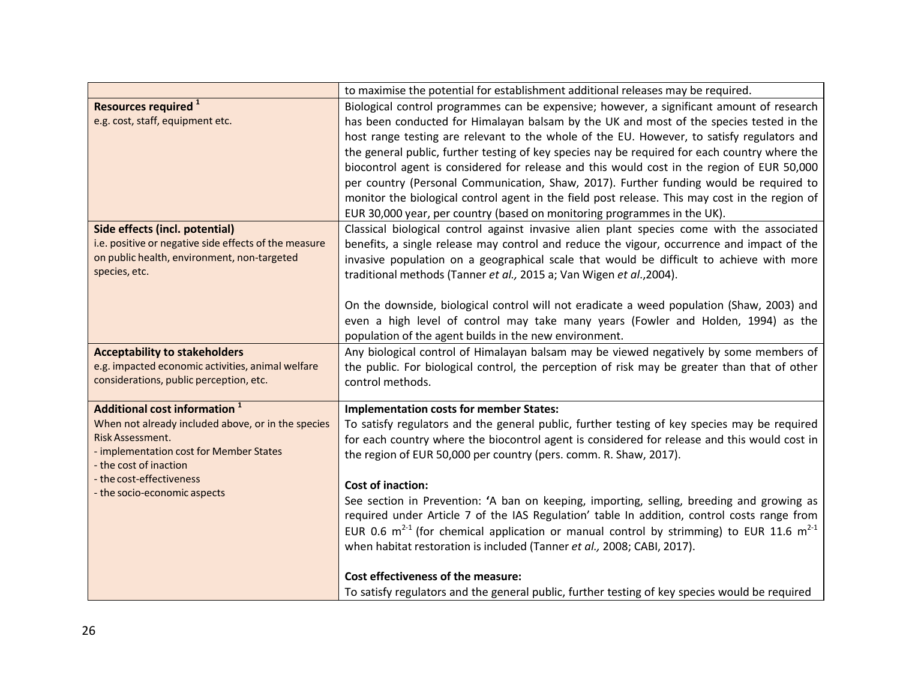| | |
|---|---|
| | to maximise the potential for establishment additional releases may be required. |
| **Resources required** [1]<br>e.g. cost, staff, equipment etc. | Biological control programmes can be expensive; however, a significant amount of research has been conducted for Himalayan balsam by the UK and most of the species tested in the host range testing are relevant to the whole of the EU. However, to satisfy regulators and the general public, further testing of key species nay be required for each country where the biocontrol agent is considered for release and this would cost in the region of EUR 50,000 per country (Personal Communication, Shaw, 2017). Further funding would be required to monitor the biological control agent in the field post release. This may cost in the region of EUR 30,000 year, per country (based on monitoring programmes in the UK). |
| **Side effects (incl. potential)**<br>i.e. positive or negative side effects of the measure on public health, environment, non-targeted species, etc. | Classical biological control against invasive alien plant species come with the associated benefits, a single release may control and reduce the vigour, occurrence and impact of the invasive population on a geographical scale that would be difficult to achieve with more traditional methods (Tanner *et al.,* 2015 a; Van Wigen *et al*.,2004).<br><br>On the downside, biological control will not eradicate a weed population (Shaw, 2003) and even a high level of control may take many years (Fowler and Holden, 1994) as the population of the agent builds in the new environment. |
| **Acceptability to stakeholders**<br>e.g. impacted economic activities, animal welfare considerations, public perception, etc. | Any biological control of Himalayan balsam may be viewed negatively by some members of the public. For biological control, the perception of risk may be greater than that of other control methods. |
| **Additional cost information** [1]<br>When not already included above, or in the species Risk Assessment.<br>- implementation cost for Member States<br>- the cost of inaction<br>- the cost-effectiveness<br>- the socio-economic aspects | **Implementation costs for member States:**<br>To satisfy regulators and the general public, further testing of key species may be required for each country where the biocontrol agent is considered for release and this would cost in the region of EUR 50,000 per country (pers. comm. R. Shaw, 2017).<br><br>**Cost of inaction:**<br>See section in Prevention: **'**A ban on keeping, importing, selling, breeding and growing as required under Article 7 of the IAS Regulation' table In addition, control costs range from EUR 0.6 $m^{2-1}$ (for chemical application or manual control by strimming) to EUR 11.6 $m^{2-1}$ when habitat restoration is included (Tanner *et al.,* 2008; CABI, 2017).<br><br>**Cost effectiveness of the measure:**<br>To satisfy regulators and the general public, further testing of key species would be required |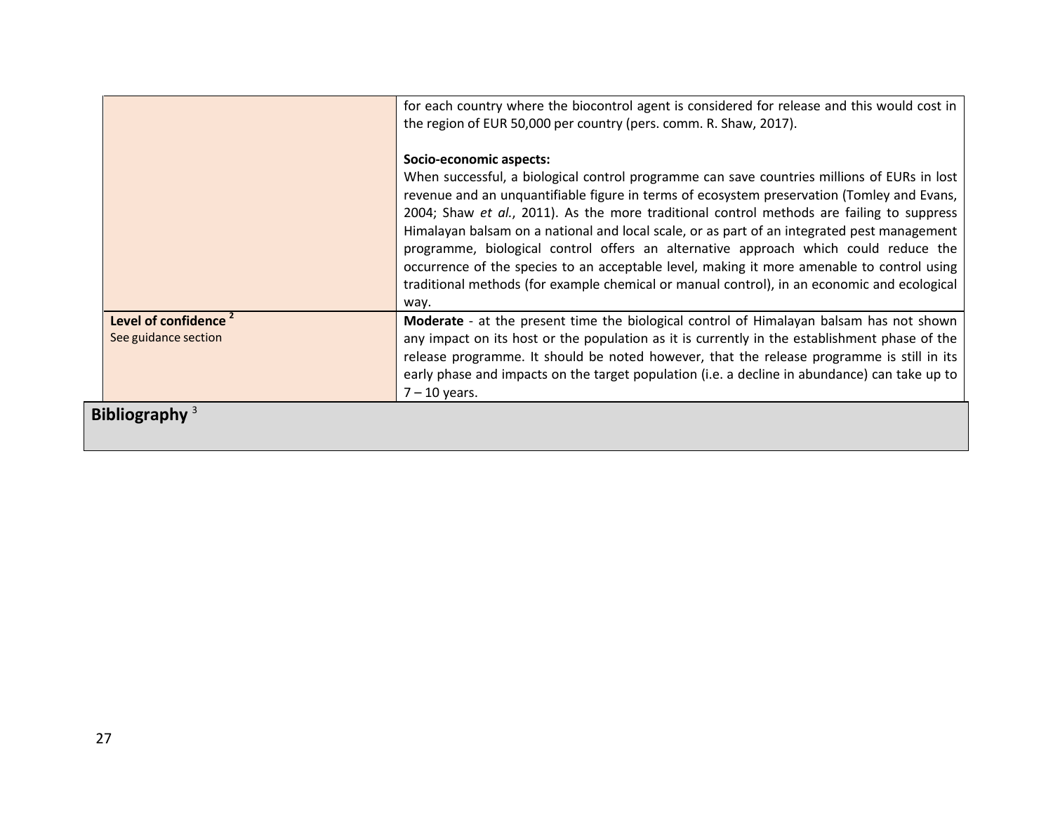| | |
|---|---|
| | for each country where the biocontrol agent is considered for release and this would cost in the region of EUR 50,000 per country (pers. comm. R. Shaw, 2017).<br><br>**Socio-economic aspects:**<br>When successful, a biological control programme can save countries millions of EURs in lost revenue and an unquantifiable figure in terms of ecosystem preservation (Tomley and Evans, 2004; Shaw *et al.*, 2011). As the more traditional control methods are failing to suppress Himalayan balsam on a national and local scale, or as part of an integrated pest management programme, biological control offers an alternative approach which could reduce the occurrence of the species to an acceptable level, making it more amenable to control using traditional methods (for example chemical or manual control), in an economic and ecological way. |
| **Level of confidence [2]**<br>See guidance section | **Moderate** - at the present time the biological control of Himalayan balsam has not shown any impact on its host or the population as it is currently in the establishment phase of the release programme. It should be noted however, that the release programme is still in its early phase and impacts on the target population (i.e. a decline in abundance) can take up to 7 – 10 years. |

## Bibliography [3]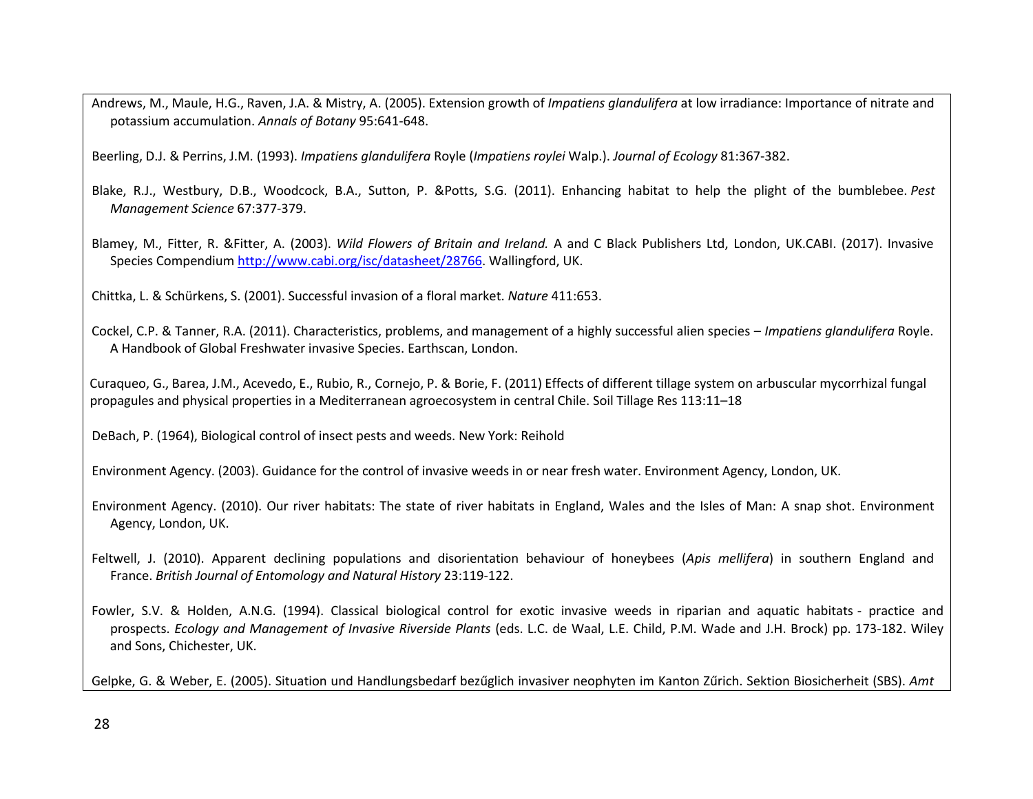Andrews, M., Maule, H.G., Raven, J.A. & Mistry, A. (2005). Extension growth of *Impatiens glandulifera* at low irradiance: Importance of nitrate and potassium accumulation. *Annals of Botany* 95:641-648.

Beerling, D.J. & Perrins, J.M. (1993). *Impatiens glandulifera* Royle (*Impatiens roylei* Walp.). *Journal of Ecology* 81:367-382.

Blake, R.J., Westbury, D.B., Woodcock, B.A., Sutton, P. &Potts, S.G. (2011). Enhancing habitat to help the plight of the bumblebee. *Pest Management Science* 67:377-379.

Blamey, M., Fitter, R. &Fitter, A. (2003). *Wild Flowers of Britain and Ireland.* A and C Black Publishers Ltd, London, UK.CABI. (2017). Invasive Species Compendium [http://www.cabi.org/isc/datasheet/28766](http://www.cabi.org/isc/datasheet/28766). Wallingford, UK.

Chittka, L. & Schürkens, S. (2001). Successful invasion of a floral market. *Nature* 411:653.

Cockel, C.P. & Tanner, R.A. (2011). Characteristics, problems, and management of a highly successful alien species – *Impatiens glandulifera* Royle. A Handbook of Global Freshwater invasive Species. Earthscan, London.

Curaqueo, G., Barea, J.M., Acevedo, E., Rubio, R., Cornejo, P. & Borie, F. (2011) Effects of different tillage system on arbuscular mycorrhizal fungal propagules and physical properties in a Mediterranean agroecosystem in central Chile. Soil Tillage Res 113:11–18

DeBach, P. (1964), Biological control of insect pests and weeds. New York: Reihold

Environment Agency. (2003). Guidance for the control of invasive weeds in or near fresh water. Environment Agency, London, UK.

Environment Agency. (2010). Our river habitats: The state of river habitats in England, Wales and the Isles of Man: A snap shot. Environment Agency, London, UK.

Feltwell, J. (2010). Apparent declining populations and disorientation behaviour of honeybees (*Apis mellifera*) in southern England and France. *British Journal of Entomology and Natural History* 23:119-122.

Fowler, S.V. & Holden, A.N.G. (1994). Classical biological control for exotic invasive weeds in riparian and aquatic habitats - practice and prospects. *Ecology and Management of Invasive Riverside Plants* (eds. L.C. de Waal, L.E. Child, P.M. Wade and J.H. Brock) pp. 173-182. Wiley and Sons, Chichester, UK.

Gelpke, G. & Weber, E. (2005). Situation und Handlungsbedarf bezűglich invasiver neophyten im Kanton Zűrich. Sektion Biosicherheit (SBS). *Amt*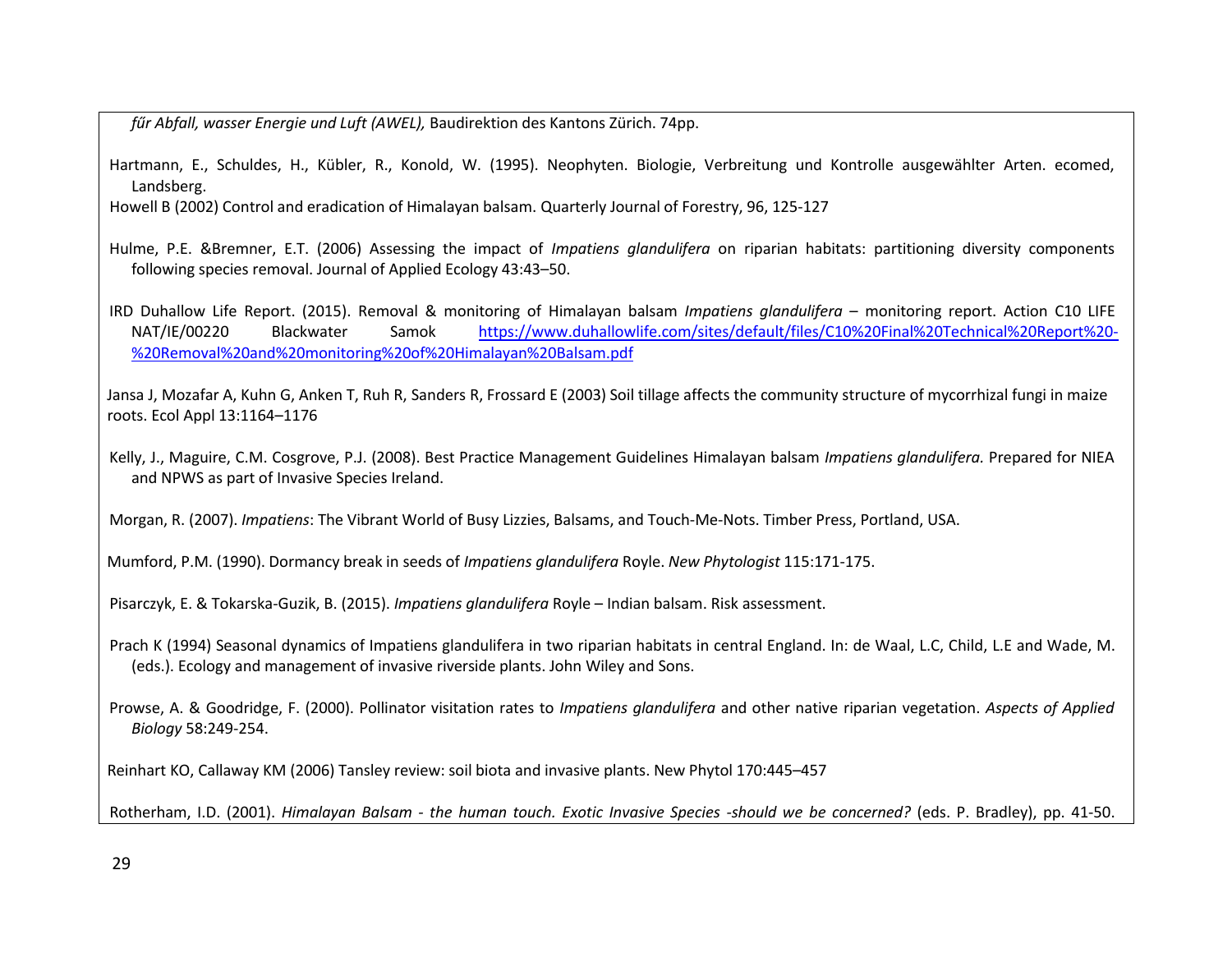*fűr Abfall, wasser Energie und Luft (AWEL),* Baudirektion des Kantons Zürich. 74pp.

Hartmann, E., Schuldes, H., Kübler, R., Konold, W. (1995). Neophyten. Biologie, Verbreitung und Kontrolle ausgewählter Arten. ecomed, Landsberg.

Howell B (2002) Control and eradication of Himalayan balsam. Quarterly Journal of Forestry, 96, 125-127

Hulme, P.E. &Bremner, E.T. (2006) Assessing the impact of *Impatiens glandulifera* on riparian habitats: partitioning diversity components following species removal. Journal of Applied Ecology 43:43–50.

IRD Duhallow Life Report. (2015). Removal & monitoring of Himalayan balsam *Impatiens glandulifera* – monitoring report. Action C10 LIFE NAT/IE/00220 Blackwater Samok [https://www.duhallowlife.com/sites/default/files/C10%20Final%20Technical%20Report%20-%20Removal%20and%20monitoring%20of%20Himalayan%20Balsam.pdf](https://www.duhallowlife.com/sites/default/files/C10%20Final%20Technical%20Report%20-%20Removal%20and%20monitoring%20of%20Himalayan%20Balsam.pdf)

Jansa J, Mozafar A, Kuhn G, Anken T, Ruh R, Sanders R, Frossard E (2003) Soil tillage affects the community structure of mycorrhizal fungi in maize roots. Ecol Appl 13:1164–1176

Kelly, J., Maguire, C.M. Cosgrove, P.J. (2008). Best Practice Management Guidelines Himalayan balsam *Impatiens glandulifera.* Prepared for NIEA and NPWS as part of Invasive Species Ireland.

Morgan, R. (2007). *Impatiens*: The Vibrant World of Busy Lizzies, Balsams, and Touch-Me-Nots. Timber Press, Portland, USA.

Mumford, P.M. (1990). Dormancy break in seeds of *Impatiens glandulifera* Royle. *New Phytologist* 115:171-175.

Pisarczyk, E. & Tokarska-Guzik, B. (2015). *Impatiens glandulifera* Royle – Indian balsam. Risk assessment.

Prach K (1994) Seasonal dynamics of Impatiens glandulifera in two riparian habitats in central England. In: de Waal, L.C, Child, L.E and Wade, M. (eds.). Ecology and management of invasive riverside plants. John Wiley and Sons.

Prowse, A. & Goodridge, F. (2000). Pollinator visitation rates to *Impatiens glandulifera* and other native riparian vegetation. *Aspects of Applied Biology* 58:249-254.

Reinhart KO, Callaway KM (2006) Tansley review: soil biota and invasive plants. New Phytol 170:445–457

Rotherham, I.D. (2001). *Himalayan Balsam - the human touch. Exotic Invasive Species -should we be concerned?* (eds. P. Bradley), pp. 41-50.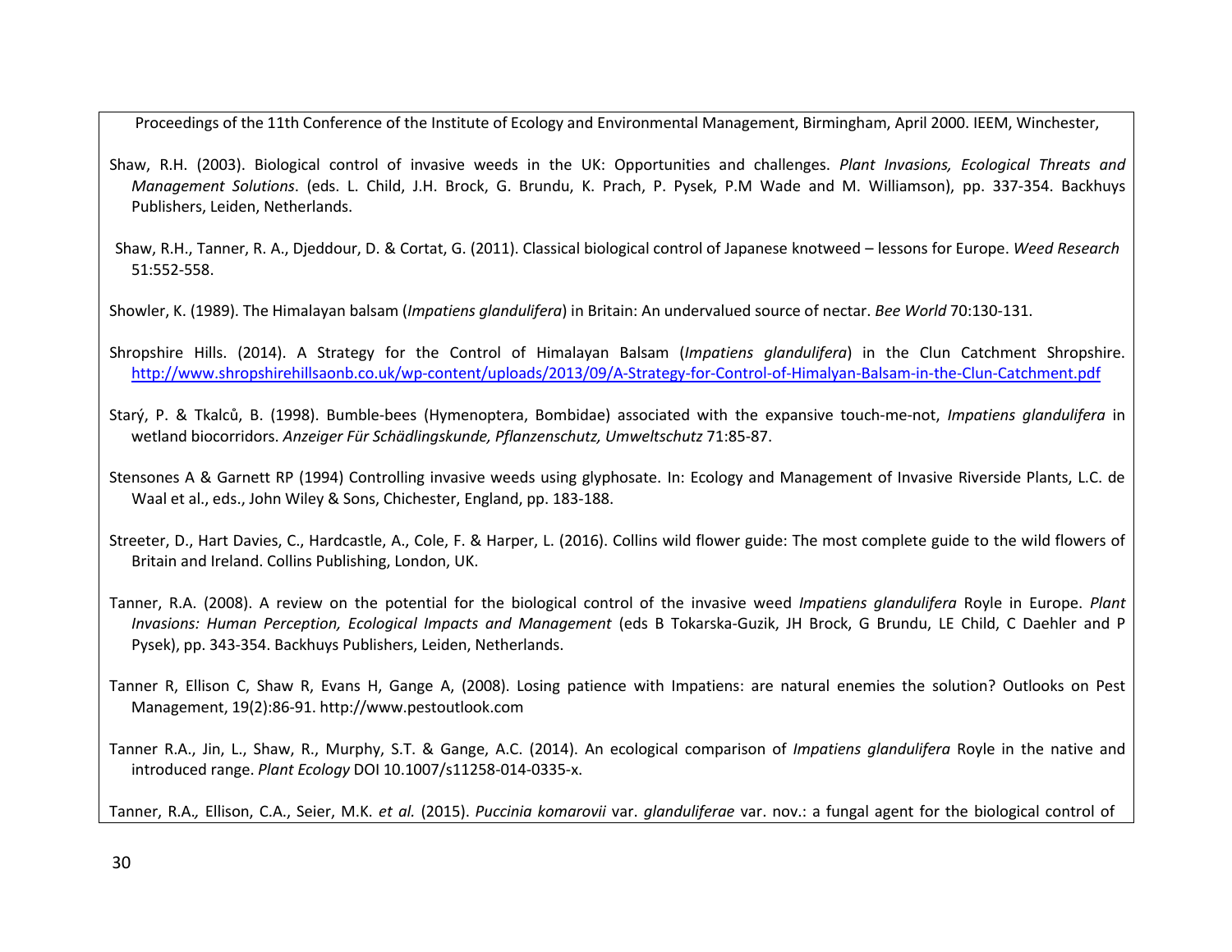Proceedings of the 11th Conference of the Institute of Ecology and Environmental Management, Birmingham, April 2000. IEEM, Winchester,

Shaw, R.H. (2003). Biological control of invasive weeds in the UK: Opportunities and challenges. *Plant Invasions, Ecological Threats and Management Solutions*. (eds. L. Child, J.H. Brock, G. Brundu, K. Prach, P. Pysek, P.M Wade and M. Williamson), pp. 337-354. Backhuys Publishers, Leiden, Netherlands.

Shaw, R.H., Tanner, R. A., Djeddour, D. & Cortat, G. (2011). Classical biological control of Japanese knotweed – lessons for Europe. *Weed Research* 51:552-558.

Showler, K. (1989). The Himalayan balsam (*Impatiens glandulifera*) in Britain: An undervalued source of nectar. *Bee World* 70:130-131.

Shropshire Hills. (2014). A Strategy for the Control of Himalayan Balsam (*Impatiens glandulifera*) in the Clun Catchment Shropshire. http://www.shropshirehillsaonb.co.uk/wp-content/uploads/2013/09/A-Strategy-for-Control-of-Himalyan-Balsam-in-the-Clun-Catchment.pdf

Starý, P. & Tkalců, B. (1998). Bumble-bees (Hymenoptera, Bombidae) associated with the expansive touch-me-not, *Impatiens glandulifera* in wetland biocorridors. *Anzeiger Für Schädlingskunde, Pflanzenschutz, Umweltschutz* 71:85-87.

Stensones A & Garnett RP (1994) Controlling invasive weeds using glyphosate. In: Ecology and Management of Invasive Riverside Plants, L.C. de Waal et al., eds., John Wiley & Sons, Chichester, England, pp. 183-188.

Streeter, D., Hart Davies, C., Hardcastle, A., Cole, F. & Harper, L. (2016). Collins wild flower guide: The most complete guide to the wild flowers of Britain and Ireland. Collins Publishing, London, UK.

Tanner, R.A. (2008). A review on the potential for the biological control of the invasive weed *Impatiens glandulifera* Royle in Europe. *Plant Invasions: Human Perception, Ecological Impacts and Management* (eds B Tokarska-Guzik, JH Brock, G Brundu, LE Child, C Daehler and P Pysek), pp. 343-354. Backhuys Publishers, Leiden, Netherlands.

Tanner R, Ellison C, Shaw R, Evans H, Gange A, (2008). Losing patience with Impatiens: are natural enemies the solution? Outlooks on Pest Management, 19(2):86-91. http://www.pestoutlook.com

Tanner R.A., Jin, L., Shaw, R., Murphy, S.T. & Gange, A.C. (2014). An ecological comparison of *Impatiens glandulifera* Royle in the native and introduced range. *Plant Ecology* DOI 10.1007/s11258-014-0335-x.

Tanner, R.A.*,* Ellison, C.A., Seier, M.K. *et al.* (2015). *Puccinia komarovii* var. *glanduliferae* var. nov.: a fungal agent for the biological control of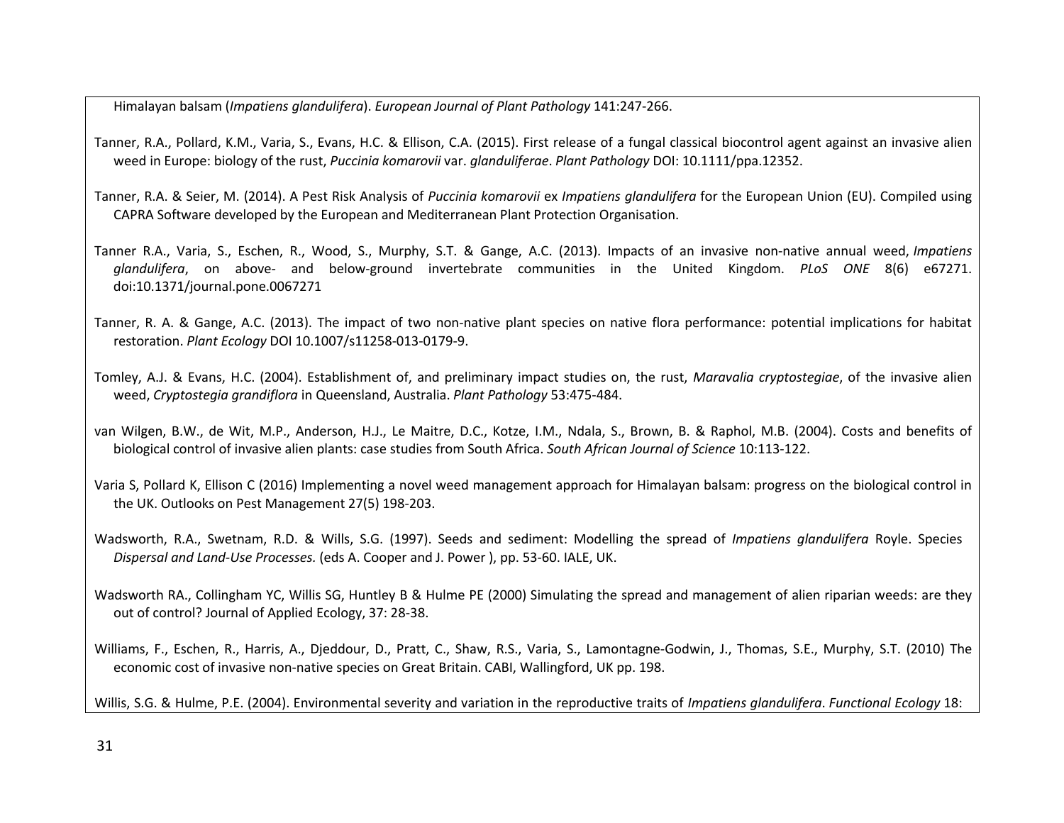Himalayan balsam (*Impatiens glandulifera*). *European Journal of Plant Pathology* 141:247-266.

Tanner, R.A., Pollard, K.M., Varia, S., Evans, H.C. & Ellison, C.A. (2015). First release of a fungal classical biocontrol agent against an invasive alien weed in Europe: biology of the rust, *Puccinia komarovii* var. *glanduliferae*. *Plant Pathology* DOI: 10.1111/ppa.12352.

Tanner, R.A. & Seier, M. (2014). A Pest Risk Analysis of *Puccinia komarovii* ex *Impatiens glandulifera* for the European Union (EU). Compiled using CAPRA Software developed by the European and Mediterranean Plant Protection Organisation.

Tanner R.A., Varia, S., Eschen, R., Wood, S., Murphy, S.T. & Gange, A.C. (2013). Impacts of an invasive non-native annual weed, *Impatiens glandulifera*, on above- and below-ground invertebrate communities in the United Kingdom. *PLoS ONE* 8(6) e67271. doi:10.1371/journal.pone.0067271

Tanner, R. A. & Gange, A.C. (2013). The impact of two non-native plant species on native flora performance: potential implications for habitat restoration. *Plant Ecology* DOI 10.1007/s11258-013-0179-9.

Tomley, A.J. & Evans, H.C. (2004). Establishment of, and preliminary impact studies on, the rust, *Maravalia cryptostegiae*, of the invasive alien weed, *Cryptostegia grandiflora* in Queensland, Australia. *Plant Pathology* 53:475-484.

van Wilgen, B.W., de Wit, M.P., Anderson, H.J., Le Maitre, D.C., Kotze, I.M., Ndala, S., Brown, B. & Raphol, M.B. (2004). Costs and benefits of biological control of invasive alien plants: case studies from South Africa. *South African Journal of Science* 10:113-122.

Varia S, Pollard K, Ellison C (2016) Implementing a novel weed management approach for Himalayan balsam: progress on the biological control in the UK. Outlooks on Pest Management 27(5) 198-203.

Wadsworth, R.A., Swetnam, R.D. & Wills, S.G. (1997). Seeds and sediment: Modelling the spread of *Impatiens glandulifera* Royle. Species *Dispersal and Land-Use Processes.* (eds A. Cooper and J. Power ), pp. 53-60. IALE, UK.

Wadsworth RA., Collingham YC, Willis SG, Huntley B & Hulme PE (2000) Simulating the spread and management of alien riparian weeds: are they out of control? Journal of Applied Ecology, 37: 28-38.

Williams, F., Eschen, R., Harris, A., Djeddour, D., Pratt, C., Shaw, R.S., Varia, S., Lamontagne-Godwin, J., Thomas, S.E., Murphy, S.T. (2010) The economic cost of invasive non-native species on Great Britain. CABI, Wallingford, UK pp. 198.

Willis, S.G. & Hulme, P.E. (2004). Environmental severity and variation in the reproductive traits of *Impatiens glandulifera*. *Functional Ecology* 18: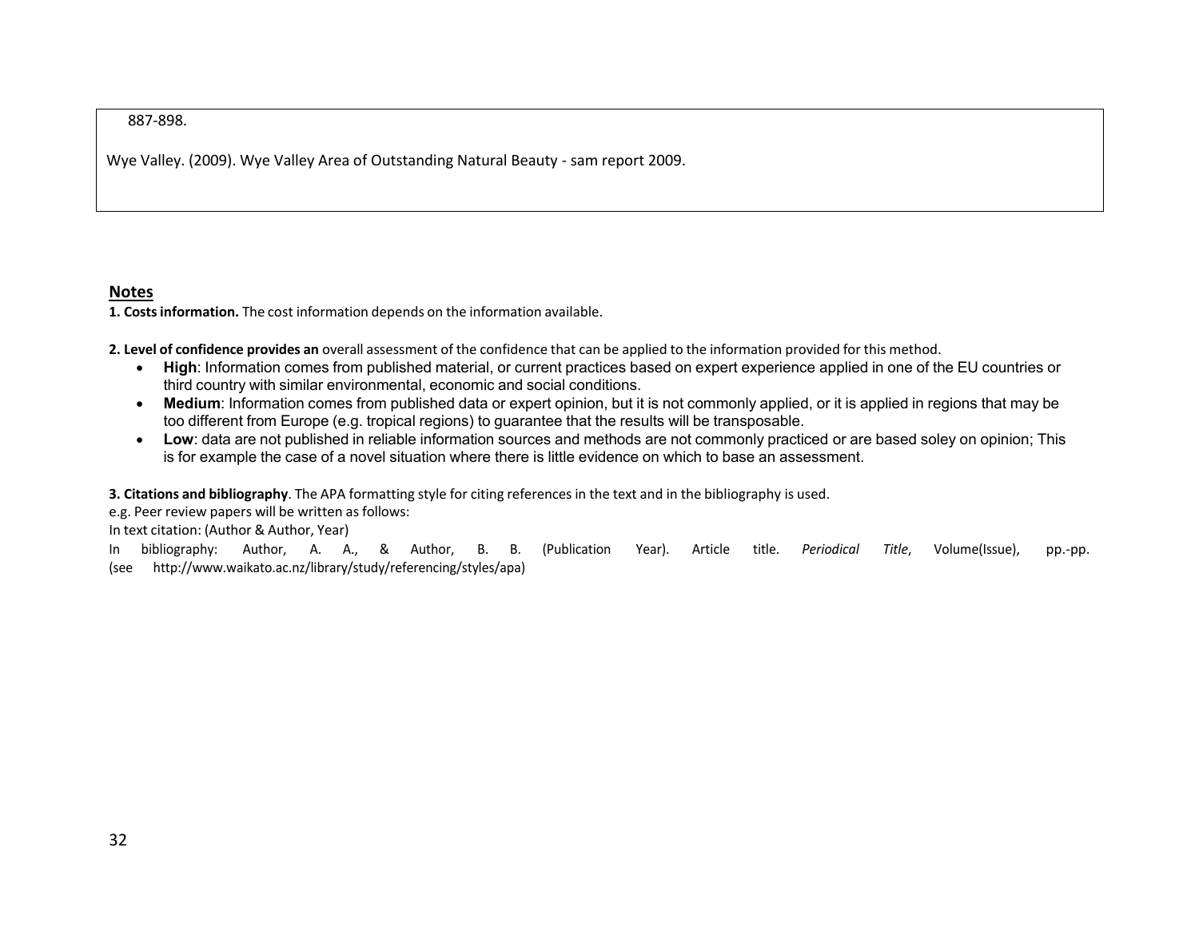887-898.

Wye Valley. (2009). Wye Valley Area of Outstanding Natural Beauty - sam report 2009.

## Notes

**1. Costs information.** The cost information depends on the information available.

**2. Level of confidence provides an** overall assessment of the confidence that can be applied to the information provided for this method.

- **High**: Information comes from published material, or current practices based on expert experience applied in one of the EU countries or third country with similar environmental, economic and social conditions.
- **Medium**: Information comes from published data or expert opinion, but it is not commonly applied, or it is applied in regions that may be too different from Europe (e.g. tropical regions) to guarantee that the results will be transposable.
- **Low**: data are not published in reliable information sources and methods are not commonly practiced or are based soley on opinion; This is for example the case of a novel situation where there is little evidence on which to base an assessment.

**3. Citations and bibliography**. The APA formatting style for citing references in the text and in the bibliography is used.

e.g. Peer review papers will be written as follows:

In text citation: (Author & Author, Year)

In bibliography: Author, A. A., & Author, B. B. (Publication Year). Article title. *Periodical Title*, Volume(Issue), pp.-pp. (see http://www.waikato.ac.nz/library/study/referencing/styles/apa)